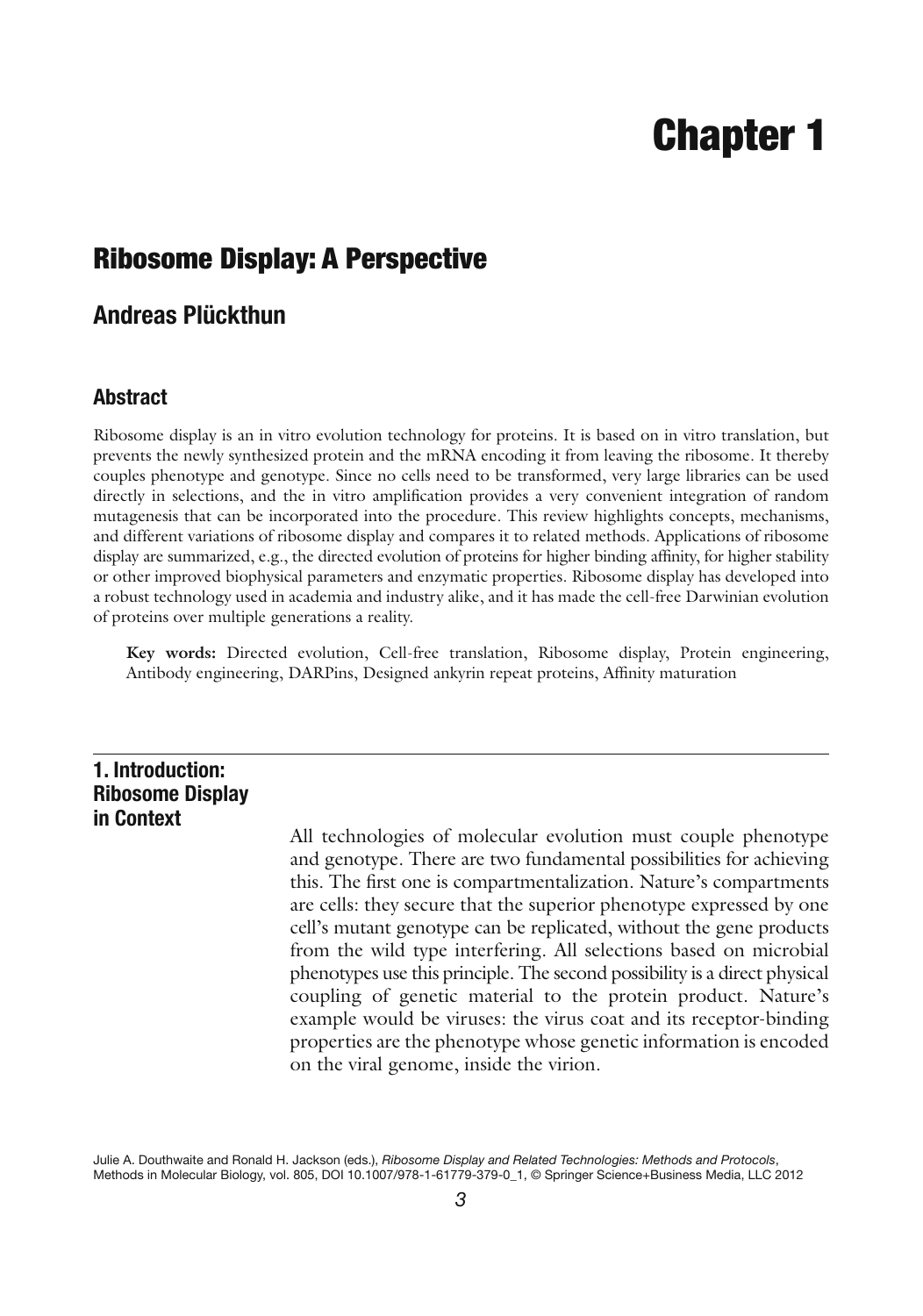# Chapter 1

## Ribosome Display: A Perspective

### Andreas Plückthun

### Abstract

Ribosome display is an in vitro evolution technology for proteins. It is based on in vitro translation, but prevents the newly synthesized protein and the mRNA encoding it from leaving the ribosome. It thereby couples phenotype and genotype. Since no cells need to be transformed, very large libraries can be used directly in selections, and the in vitro amplification provides a very convenient integration of random mutagenesis that can be incorporated into the procedure. This review highlights concepts, mechanisms, and different variations of ribosome display and compares it to related methods. Applications of ribosome display are summarized, e.g., the directed evolution of proteins for higher binding affinity, for higher stability or other improved biophysical parameters and enzymatic properties. Ribosome display has developed into a robust technology used in academia and industry alike, and it has made the cell-free Darwinian evolution of proteins over multiple generations a reality.

**Key words:** Directed evolution, Cell-free translation, Ribosome display, Protein engineering, Antibody engineering, DARPins, Designed ankyrin repeat proteins, Affinity maturation

## 1. Introduction: Ribosome Display in Context

All technologies of molecular evolution must couple phenotype and genotype. There are two fundamental possibilities for achieving this. The first one is compartmentalization. Nature's compartments are cells: they secure that the superior phenotype expressed by one cell's mutant genotype can be replicated, without the gene products from the wild type interfering. All selections based on microbial phenotypes use this principle. The second possibility is a direct physical coupling of genetic material to the protein product. Nature's example would be viruses: the virus coat and its receptor-binding properties are the phenotype whose genetic information is encoded on the viral genome, inside the virion.

Julie A. Douthwaite and Ronald H. Jackson (eds.), *Ribosome Display and Related Technologies: Methods and Protocols*, Methods in Molecular Biology, vol. 805, DOI 10.1007/978-1-61779-379-0_1, © Springer Science+Business Media, LLC 2012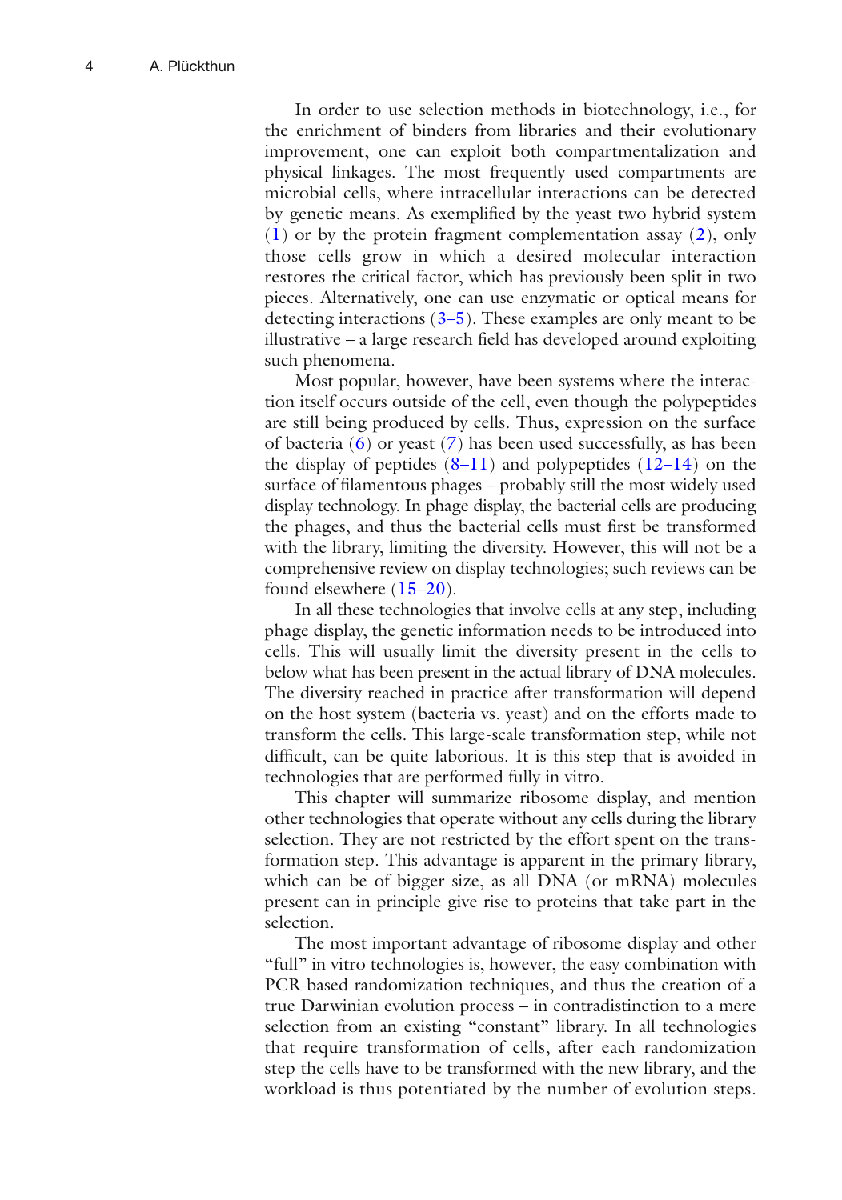In order to use selection methods in biotechnology, i.e., for the enrichment of binders from libraries and their evolutionary improvement, one can exploit both compartmentalization and physical linkages. The most frequently used compartments are microbial cells, where intracellular interactions can be detected by genetic means. As exemplified by the yeast two hybrid system (1) or by the protein fragment complementation assay (2), only those cells grow in which a desired molecular interaction restores the critical factor, which has previously been split in two pieces. Alternatively, one can use enzymatic or optical means for detecting interactions (3–5). These examples are only meant to be illustrative – a large research field has developed around exploiting such phenomena.

Most popular, however, have been systems where the interaction itself occurs outside of the cell, even though the polypeptides are still being produced by cells. Thus, expression on the surface of bacteria (6) or yeast (7) has been used successfully, as has been the display of peptides (8–11) and polypeptides (12–14) on the surface of filamentous phages – probably still the most widely used display technology. In phage display, the bacterial cells are producing the phages, and thus the bacterial cells must first be transformed with the library, limiting the diversity. However, this will not be a comprehensive review on display technologies; such reviews can be found elsewhere (15–20).

In all these technologies that involve cells at any step, including phage display, the genetic information needs to be introduced into cells. This will usually limit the diversity present in the cells to below what has been present in the actual library of DNA molecules. The diversity reached in practice after transformation will depend on the host system (bacteria vs. yeast) and on the efforts made to transform the cells. This large-scale transformation step, while not difficult, can be quite laborious. It is this step that is avoided in technologies that are performed fully in vitro.

This chapter will summarize ribosome display, and mention other technologies that operate without any cells during the library selection. They are not restricted by the effort spent on the transformation step. This advantage is apparent in the primary library, which can be of bigger size, as all DNA (or mRNA) molecules present can in principle give rise to proteins that take part in the selection.

The most important advantage of ribosome display and other "full" in vitro technologies is, however, the easy combination with PCR-based randomization techniques, and thus the creation of a true Darwinian evolution process – in contradistinction to a mere selection from an existing "constant" library. In all technologies that require transformation of cells, after each randomization step the cells have to be transformed with the new library, and the workload is thus potentiated by the number of evolution steps.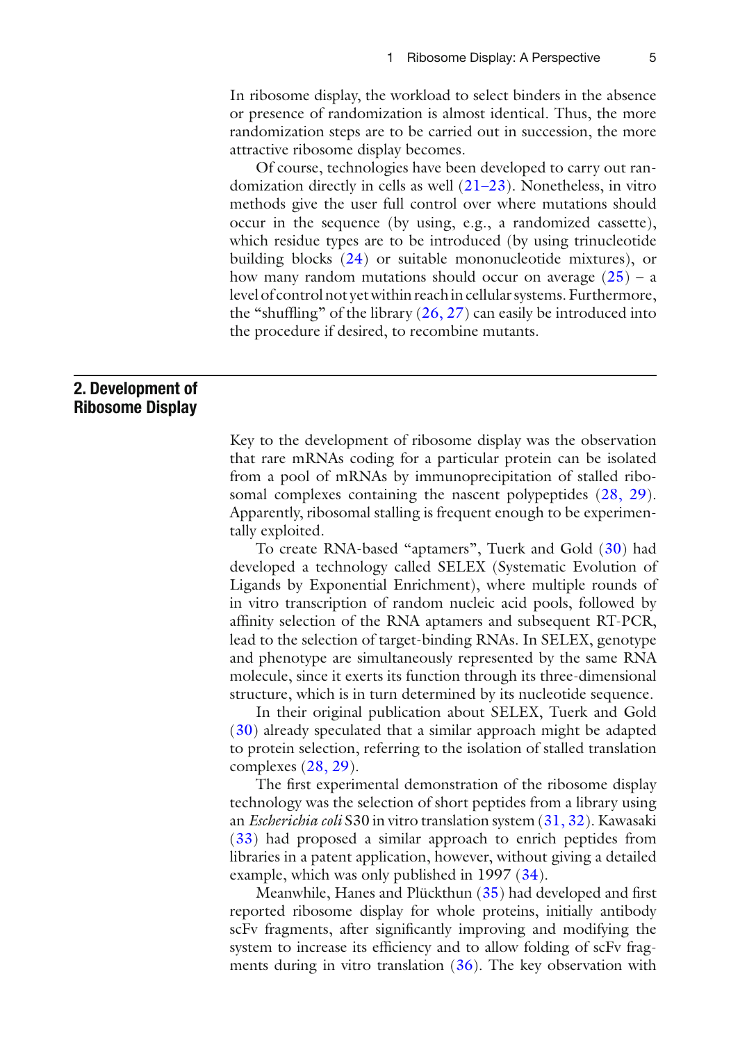In ribosome display, the workload to select binders in the absence or presence of randomization is almost identical. Thus, the more randomization steps are to be carried out in succession, the more attractive ribosome display becomes.

Of course, technologies have been developed to carry out randomization directly in cells as well (21–23). Nonetheless, in vitro methods give the user full control over where mutations should occur in the sequence (by using, e.g., a randomized cassette), which residue types are to be introduced (by using trinucleotide building blocks (24) or suitable mononucleotide mixtures), or how many random mutations should occur on average (25) – a level of control not yet within reach in cellular systems. Furthermore, the "shuffling" of the library (26, 27) can easily be introduced into the procedure if desired, to recombine mutants.

## 2. Development of Ribosome Display

Key to the development of ribosome display was the observation that rare mRNAs coding for a particular protein can be isolated from a pool of mRNAs by immunoprecipitation of stalled ribosomal complexes containing the nascent polypeptides (28, 29). Apparently, ribosomal stalling is frequent enough to be experimentally exploited.

To create RNA-based "aptamers", Tuerk and Gold (30) had developed a technology called SELEX (Systematic Evolution of Ligands by Exponential Enrichment), where multiple rounds of in vitro transcription of random nucleic acid pools, followed by affinity selection of the RNA aptamers and subsequent RT-PCR, lead to the selection of target-binding RNAs. In SELEX, genotype and phenotype are simultaneously represented by the same RNA molecule, since it exerts its function through its three-dimensional structure, which is in turn determined by its nucleotide sequence.

In their original publication about SELEX, Tuerk and Gold (30) already speculated that a similar approach might be adapted to protein selection, referring to the isolation of stalled translation complexes (28, 29).

The first experimental demonstration of the ribosome display technology was the selection of short peptides from a library using an *Escherichia coli* S30 in vitro translation system (31, 32). Kawasaki (33) had proposed a similar approach to enrich peptides from libraries in a patent application, however, without giving a detailed example, which was only published in 1997 (34).

Meanwhile, Hanes and Plückthun (35) had developed and first reported ribosome display for whole proteins, initially antibody scFv fragments, after significantly improving and modifying the system to increase its efficiency and to allow folding of scFv fragments during in vitro translation (36). The key observation with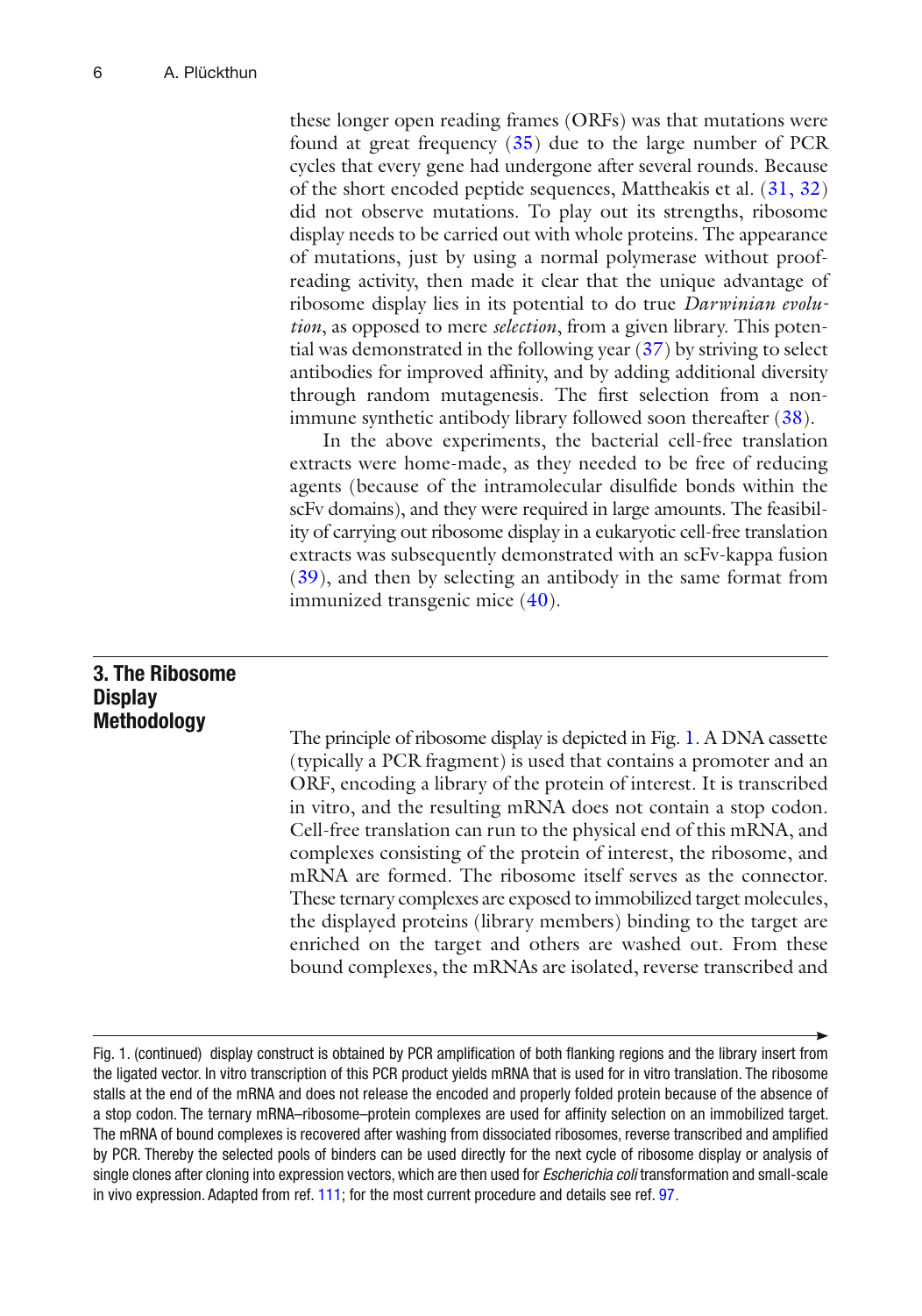these longer open reading frames (ORFs) was that mutations were found at great frequency (35) due to the large number of PCR cycles that every gene had undergone after several rounds. Because of the short encoded peptide sequences, Mattheakis et al. (31, 32) did not observe mutations. To play out its strengths, ribosome display needs to be carried out with whole proteins. The appearance of mutations, just by using a normal polymerase without proofreading activity, then made it clear that the unique advantage of ribosome display lies in its potential to do true *Darwinian evolution*, as opposed to mere *selection*, from a given library. This potential was demonstrated in the following year (37) by striving to select antibodies for improved affinity, and by adding additional diversity through random mutagenesis. The first selection from a non-immune synthetic antibody library followed soon thereafter (38).

In the above experiments, the bacterial cell-free translation extracts were home-made, as they needed to be free of reducing agents (because of the intramolecular disulfide bonds within the scFv domains), and they were required in large amounts. The feasibility of carrying out ribosome display in a eukaryotic cell-free translation extracts was subsequently demonstrated with an scFv-kappa fusion (39), and then by selecting an antibody in the same format from immunized transgenic mice (40).

## 3. The Ribosome Display Methodology

The principle of ribosome display is depicted in Fig. 1. A DNA cassette (typically a PCR fragment) is used that contains a promoter and an ORF, encoding a library of the protein of interest. It is transcribed in vitro, and the resulting mRNA does not contain a stop codon. Cell-free translation can run to the physical end of this mRNA, and complexes consisting of the protein of interest, the ribosome, and mRNA are formed. The ribosome itself serves as the connector. These ternary complexes are exposed to immobilized target molecules, the displayed proteins (library members) binding to the target are enriched on the target and others are washed out. From these bound complexes, the mRNAs are isolated, reverse transcribed and

Fig. 1. (continued) display construct is obtained by PCR amplification of both flanking regions and the library insert from the ligated vector. In vitro transcription of this PCR product yields mRNA that is used for in vitro translation. The ribosome stalls at the end of the mRNA and does not release the encoded and properly folded protein because of the absence of a stop codon. The ternary mRNA–ribosome–protein complexes are used for affinity selection on an immobilized target. The mRNA of bound complexes is recovered after washing from dissociated ribosomes, reverse transcribed and amplified by PCR. Thereby the selected pools of binders can be used directly for the next cycle of ribosome display or analysis of single clones after cloning into expression vectors, which are then used for *Escherichia coli* transformation and small-scale in vivo expression. Adapted from ref. 111; for the most current procedure and details see ref. 97.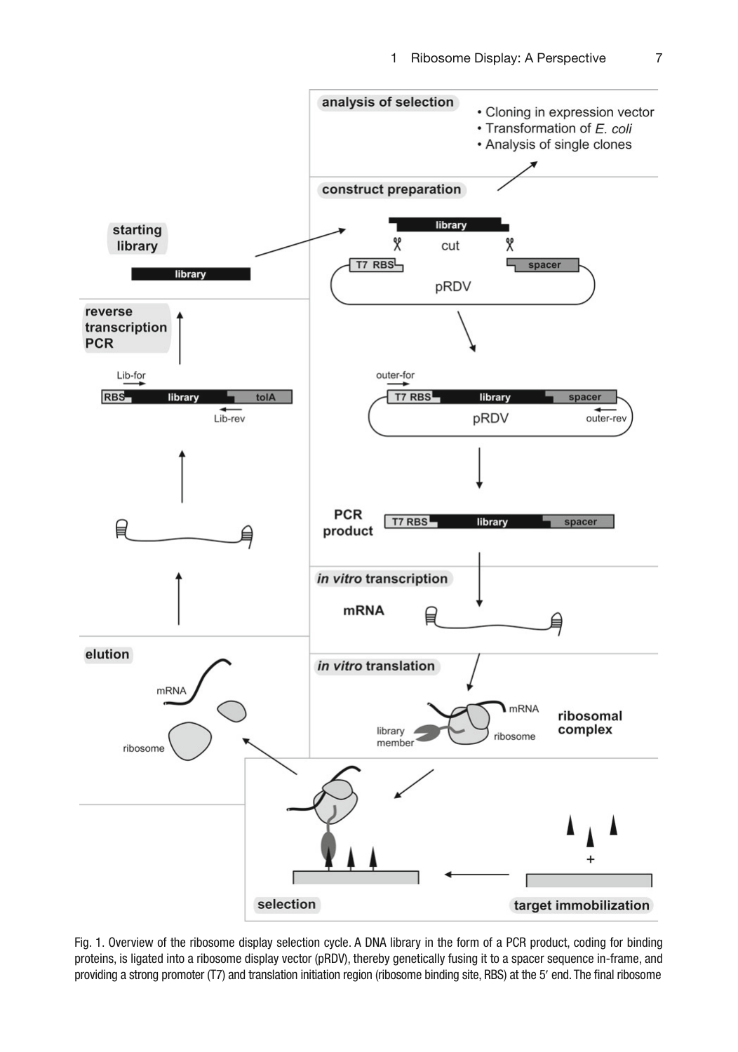Fig. 1. Overview of the ribosome display selection cycle. A DNA library in the form of a PCR product, coding for binding proteins, is ligated into a ribosome display vector (pRDV), thereby genetically fusing it to a spacer sequence in-frame, and providing a strong promoter (T7) and translation initiation region (ribosome binding site, RBS) at the 5′ end. The final ribosome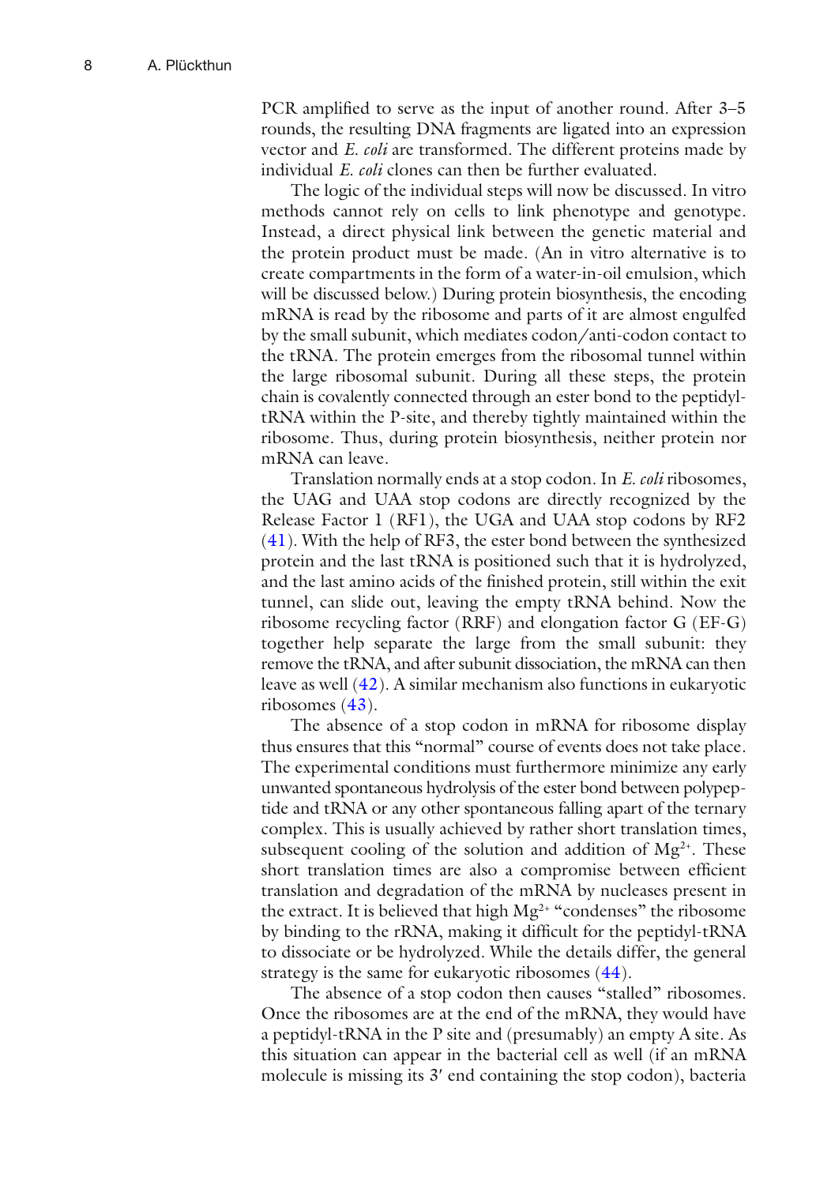PCR amplified to serve as the input of another round. After 3–5 rounds, the resulting DNA fragments are ligated into an expression vector and *E. coli* are transformed. The different proteins made by individual *E. coli* clones can then be further evaluated.

The logic of the individual steps will now be discussed. In vitro methods cannot rely on cells to link phenotype and genotype. Instead, a direct physical link between the genetic material and the protein product must be made. (An in vitro alternative is to create compartments in the form of a water-in-oil emulsion, which will be discussed below.) During protein biosynthesis, the encoding mRNA is read by the ribosome and parts of it are almost engulfed by the small subunit, which mediates codon/anti-codon contact to the tRNA. The protein emerges from the ribosomal tunnel within the large ribosomal subunit. During all these steps, the protein chain is covalently connected through an ester bond to the peptidyl-tRNA within the P-site, and thereby tightly maintained within the ribosome. Thus, during protein biosynthesis, neither protein nor mRNA can leave.

Translation normally ends at a stop codon. In *E. coli* ribosomes, the UAG and UAA stop codons are directly recognized by the Release Factor 1 (RF1), the UGA and UAA stop codons by RF2 (41). With the help of RF3, the ester bond between the synthesized protein and the last tRNA is positioned such that it is hydrolyzed, and the last amino acids of the finished protein, still within the exit tunnel, can slide out, leaving the empty tRNA behind. Now the ribosome recycling factor (RRF) and elongation factor G (EF-G) together help separate the large from the small subunit: they remove the tRNA, and after subunit dissociation, the mRNA can then leave as well (42). A similar mechanism also functions in eukaryotic ribosomes (43).

The absence of a stop codon in mRNA for ribosome display thus ensures that this "normal" course of events does not take place. The experimental conditions must furthermore minimize any early unwanted spontaneous hydrolysis of the ester bond between polypeptide and tRNA or any other spontaneous falling apart of the ternary complex. This is usually achieved by rather short translation times, subsequent cooling of the solution and addition of $Mg^{2+}$. These short translation times are also a compromise between efficient translation and degradation of the mRNA by nucleases present in the extract. It is believed that high $Mg^{2+}$ "condenses" the ribosome by binding to the rRNA, making it difficult for the peptidyl-tRNA to dissociate or be hydrolyzed. While the details differ, the general strategy is the same for eukaryotic ribosomes (44).

The absence of a stop codon then causes "stalled" ribosomes. Once the ribosomes are at the end of the mRNA, they would have a peptidyl-tRNA in the P site and (presumably) an empty A site. As this situation can appear in the bacterial cell as well (if an mRNA molecule is missing its 3′ end containing the stop codon), bacteria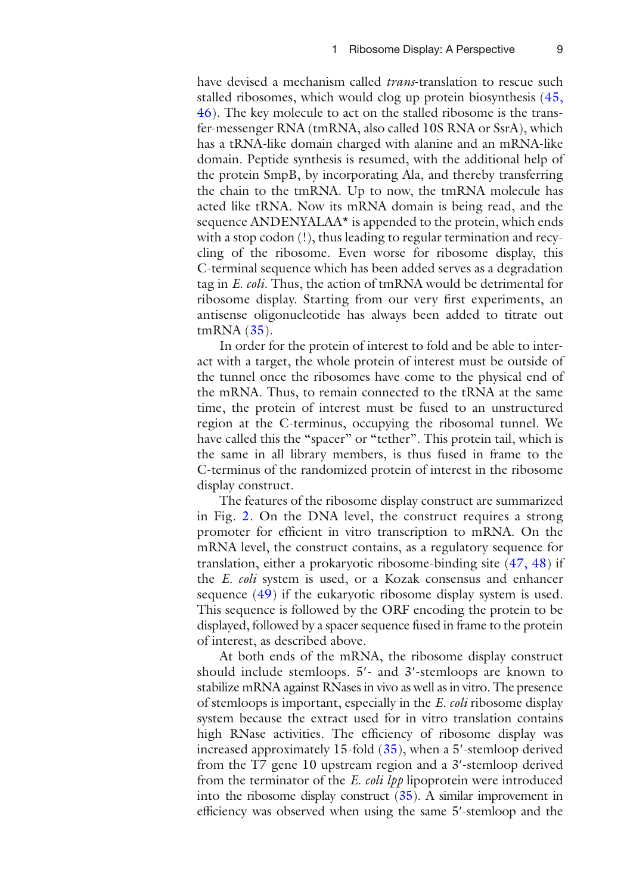have devised a mechanism called *trans*-translation to rescue such stalled ribosomes, which would clog up protein biosynthesis (45, 46). The key molecule to act on the stalled ribosome is the transfer-messenger RNA (tmRNA, also called 10S RNA or SsrA), which has a tRNA-like domain charged with alanine and an mRNA-like domain. Peptide synthesis is resumed, with the additional help of the protein SmpB, by incorporating Ala, and thereby transferring the chain to the tmRNA. Up to now, the tmRNA molecule has acted like tRNA. Now its mRNA domain is being read, and the sequence ANDENYALAA* is appended to the protein, which ends with a stop codon (!), thus leading to regular termination and recycling of the ribosome. Even worse for ribosome display, this C-terminal sequence which has been added serves as a degradation tag in *E. coli*. Thus, the action of tmRNA would be detrimental for ribosome display. Starting from our very first experiments, an antisense oligonucleotide has always been added to titrate out tmRNA (35).

In order for the protein of interest to fold and be able to interact with a target, the whole protein of interest must be outside of the tunnel once the ribosomes have come to the physical end of the mRNA. Thus, to remain connected to the tRNA at the same time, the protein of interest must be fused to an unstructured region at the C-terminus, occupying the ribosomal tunnel. We have called this the "spacer" or "tether". This protein tail, which is the same in all library members, is thus fused in frame to the C-terminus of the randomized protein of interest in the ribosome display construct.

The features of the ribosome display construct are summarized in Fig. 2. On the DNA level, the construct requires a strong promoter for efficient in vitro transcription to mRNA. On the mRNA level, the construct contains, as a regulatory sequence for translation, either a prokaryotic ribosome-binding site (47, 48) if the *E. coli* system is used, or a Kozak consensus and enhancer sequence (49) if the eukaryotic ribosome display system is used. This sequence is followed by the ORF encoding the protein to be displayed, followed by a spacer sequence fused in frame to the protein of interest, as described above.

At both ends of the mRNA, the ribosome display construct should include stemloops. 5′- and 3′-stemloops are known to stabilize mRNA against RNases in vivo as well as in vitro. The presence of stemloops is important, especially in the *E. coli* ribosome display system because the extract used for in vitro translation contains high RNase activities. The efficiency of ribosome display was increased approximately 15-fold (35), when a 5′-stemloop derived from the T7 gene 10 upstream region and a 3′-stemloop derived from the terminator of the *E. coli lpp* lipoprotein were introduced into the ribosome display construct (35). A similar improvement in efficiency was observed when using the same 5′-stemloop and the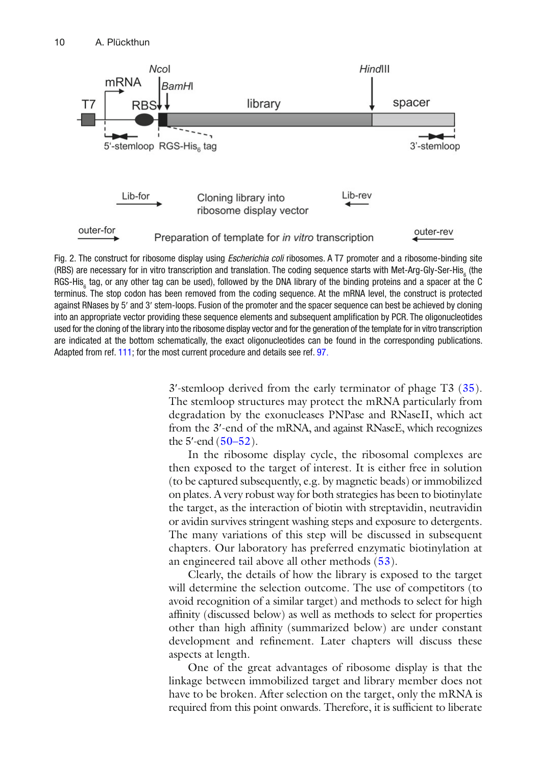Fig. 2. The construct for ribosome display using *Escherichia coli* ribosomes. A T7 promoter and a ribosome-binding site (RBS) are necessary for in vitro transcription and translation. The coding sequence starts with Met-Arg-Gly-Ser-$His_6$ (the RGS-$His_6$ tag, or any other tag can be used), followed by the DNA library of the binding proteins and a spacer at the C terminus. The stop codon has been removed from the coding sequence. At the mRNA level, the construct is protected against RNases by 5′ and 3′ stem-loops. Fusion of the promoter and the spacer sequence can best be achieved by cloning into an appropriate vector providing these sequence elements and subsequent amplification by PCR. The oligonucleotides used for the cloning of the library into the ribosome display vector and for the generation of the template for in vitro transcription are indicated at the bottom schematically, the exact oligonucleotides can be found in the corresponding publications. Adapted from ref. 111; for the most current procedure and details see ref. 97.

3′-stemloop derived from the early terminator of phage T3 (35). The stemloop structures may protect the mRNA particularly from degradation by the exonucleases PNPase and RNaseII, which act from the 3′-end of the mRNA, and against RNaseE, which recognizes the 5′-end (50–52).

In the ribosome display cycle, the ribosomal complexes are then exposed to the target of interest. It is either free in solution (to be captured subsequently, e.g. by magnetic beads) or immobilized on plates. A very robust way for both strategies has been to biotinylate the target, as the interaction of biotin with streptavidin, neutravidin or avidin survives stringent washing steps and exposure to detergents. The many variations of this step will be discussed in subsequent chapters. Our laboratory has preferred enzymatic biotinylation at an engineered tail above all other methods (53).

Clearly, the details of how the library is exposed to the target will determine the selection outcome. The use of competitors (to avoid recognition of a similar target) and methods to select for high affinity (discussed below) as well as methods to select for properties other than high affinity (summarized below) are under constant development and refinement. Later chapters will discuss these aspects at length.

One of the great advantages of ribosome display is that the linkage between immobilized target and library member does not have to be broken. After selection on the target, only the mRNA is required from this point onwards. Therefore, it is sufficient to liberate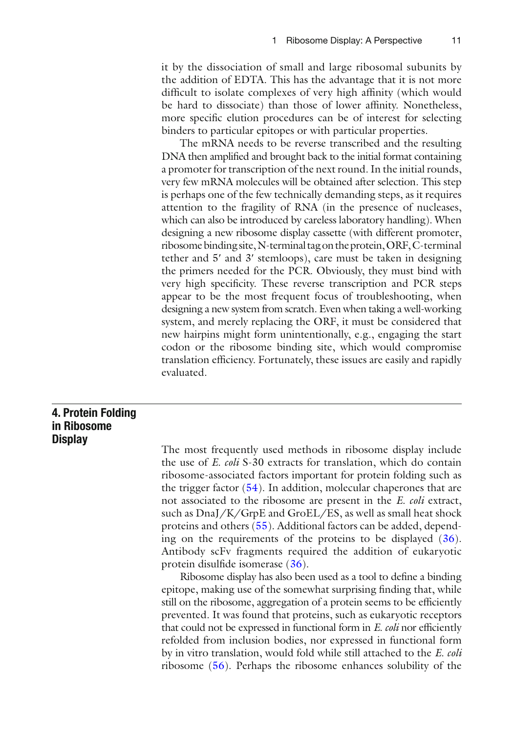it by the dissociation of small and large ribosomal subunits by the addition of EDTA. This has the advantage that it is not more difficult to isolate complexes of very high affinity (which would be hard to dissociate) than those of lower affinity. Nonetheless, more specific elution procedures can be of interest for selecting binders to particular epitopes or with particular properties.

The mRNA needs to be reverse transcribed and the resulting DNA then amplified and brought back to the initial format containing a promoter for transcription of the next round. In the initial rounds, very few mRNA molecules will be obtained after selection. This step is perhaps one of the few technically demanding steps, as it requires attention to the fragility of RNA (in the presence of nucleases, which can also be introduced by careless laboratory handling). When designing a new ribosome display cassette (with different promoter, ribosome binding site, N-terminal tag on the protein, ORF, C-terminal tether and 5′ and 3′ stemloops), care must be taken in designing the primers needed for the PCR. Obviously, they must bind with very high specificity. These reverse transcription and PCR steps appear to be the most frequent focus of troubleshooting, when designing a new system from scratch. Even when taking a well-working system, and merely replacing the ORF, it must be considered that new hairpins might form unintentionally, e.g., engaging the start codon or the ribosome binding site, which would compromise translation efficiency. Fortunately, these issues are easily and rapidly evaluated.

## 4. Protein Folding in Ribosome Display

The most frequently used methods in ribosome display include the use of *E. coli* S-30 extracts for translation, which do contain ribosome-associated factors important for protein folding such as the trigger factor (54). In addition, molecular chaperones that are not associated to the ribosome are present in the *E. coli* extract, such as DnaJ/K/GrpE and GroEL/ES, as well as small heat shock proteins and others (55). Additional factors can be added, depending on the requirements of the proteins to be displayed (36). Antibody scFv fragments required the addition of eukaryotic protein disulfide isomerase (36).

Ribosome display has also been used as a tool to define a binding epitope, making use of the somewhat surprising finding that, while still on the ribosome, aggregation of a protein seems to be efficiently prevented. It was found that proteins, such as eukaryotic receptors that could not be expressed in functional form in *E. coli* nor efficiently refolded from inclusion bodies, nor expressed in functional form by in vitro translation, would fold while still attached to the *E. coli* ribosome (56). Perhaps the ribosome enhances solubility of the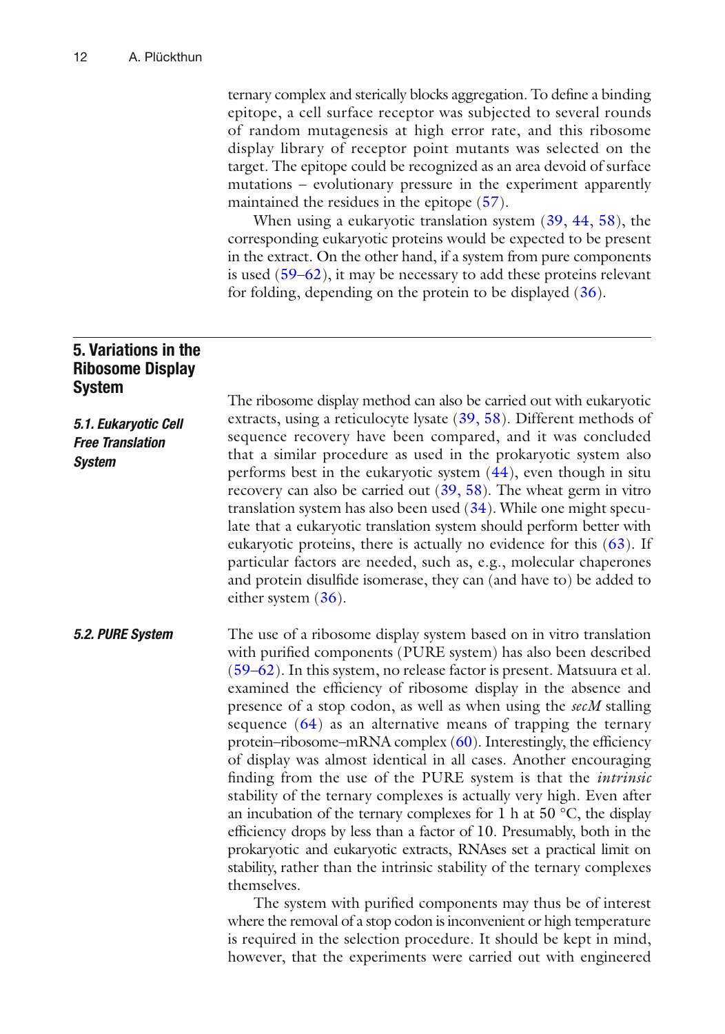ternary complex and sterically blocks aggregation. To define a binding epitope, a cell surface receptor was subjected to several rounds of random mutagenesis at high error rate, and this ribosome display library of receptor point mutants was selected on the target. The epitope could be recognized as an area devoid of surface mutations – evolutionary pressure in the experiment apparently maintained the residues in the epitope (57).

When using a eukaryotic translation system (39, 44, 58), the corresponding eukaryotic proteins would be expected to be present in the extract. On the other hand, if a system from pure components is used (59–62), it may be necessary to add these proteins relevant for folding, depending on the protein to be displayed (36).

## 5. Variations in the Ribosome Display System

### 5.1. Eukaryotic Cell Free Translation System

The ribosome display method can also be carried out with eukaryotic extracts, using a reticulocyte lysate (39, 58). Different methods of sequence recovery have been compared, and it was concluded that a similar procedure as used in the prokaryotic system also performs best in the eukaryotic system (44), even though in situ recovery can also be carried out (39, 58). The wheat germ in vitro translation system has also been used (34). While one might speculate that a eukaryotic translation system should perform better with eukaryotic proteins, there is actually no evidence for this (63). If particular factors are needed, such as, e.g., molecular chaperones and protein disulfide isomerase, they can (and have to) be added to either system (36).

### 5.2. PURE System

The use of a ribosome display system based on in vitro translation with purified components (PURE system) has also been described (59–62). In this system, no release factor is present. Matsuura et al. examined the efficiency of ribosome display in the absence and presence of a stop codon, as well as when using the *secM* stalling sequence (64) as an alternative means of trapping the ternary protein–ribosome–mRNA complex (60). Interestingly, the efficiency of display was almost identical in all cases. Another encouraging finding from the use of the PURE system is that the *intrinsic* stability of the ternary complexes is actually very high. Even after an incubation of the ternary complexes for 1 h at 50 °C, the display efficiency drops by less than a factor of 10. Presumably, both in the prokaryotic and eukaryotic extracts, RNAses set a practical limit on stability, rather than the intrinsic stability of the ternary complexes themselves.

The system with purified components may thus be of interest where the removal of a stop codon is inconvenient or high temperature is required in the selection procedure. It should be kept in mind, however, that the experiments were carried out with engineered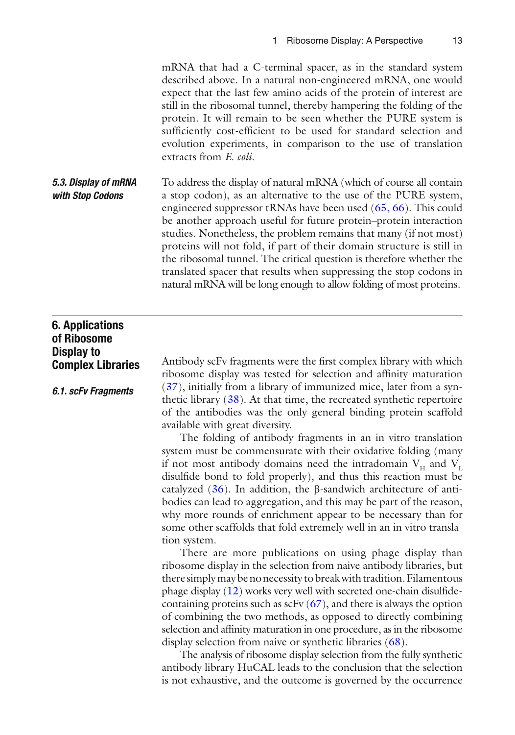mRNA that had a C-terminal spacer, as in the standard system described above. In a natural non-engineered mRNA, one would expect that the last few amino acids of the protein of interest are still in the ribosomal tunnel, thereby hampering the folding of the protein. It will remain to be seen whether the PURE system is sufficiently cost-efficient to be used for standard selection and evolution experiments, in comparison to the use of translation extracts from *E. coli*.

### *5.3. Display of mRNA with Stop Codons*

To address the display of natural mRNA (which of course all contain a stop codon), as an alternative to the use of the PURE system, engineered suppressor tRNAs have been used (65, 66). This could be another approach useful for future protein–protein interaction studies. Nonetheless, the problem remains that many (if not most) proteins will not fold, if part of their domain structure is still in the ribosomal tunnel. The critical question is therefore whether the translated spacer that results when suppressing the stop codons in natural mRNA will be long enough to allow folding of most proteins.

## 6. Applications of Ribosome Display to Complex Libraries

### *6.1. scFv Fragments*

Antibody scFv fragments were the first complex library with which ribosome display was tested for selection and affinity maturation (37), initially from a library of immunized mice, later from a synthetic library (38). At that time, the recreated synthetic repertoire of the antibodies was the only general binding protein scaffold available with great diversity.

The folding of antibody fragments in an in vitro translation system must be commensurate with their oxidative folding (many if not most antibody domains need the intradomain $V_H$ and $V_L$ disulfide bond to fold properly), and thus this reaction must be catalyzed (36). In addition, the β-sandwich architecture of antibodies can lead to aggregation, and this may be part of the reason, why more rounds of enrichment appear to be necessary than for some other scaffolds that fold extremely well in an in vitro translation system.

There are more publications on using phage display than ribosome display in the selection from naive antibody libraries, but there simply may be no necessity to break with tradition. Filamentous phage display (12) works very well with secreted one-chain disulfide-containing proteins such as scFv (67), and there is always the option of combining the two methods, as opposed to directly combining selection and affinity maturation in one procedure, as in the ribosome display selection from naive or synthetic libraries (68).

The analysis of ribosome display selection from the fully synthetic antibody library HuCAL leads to the conclusion that the selection is not exhaustive, and the outcome is governed by the occurrence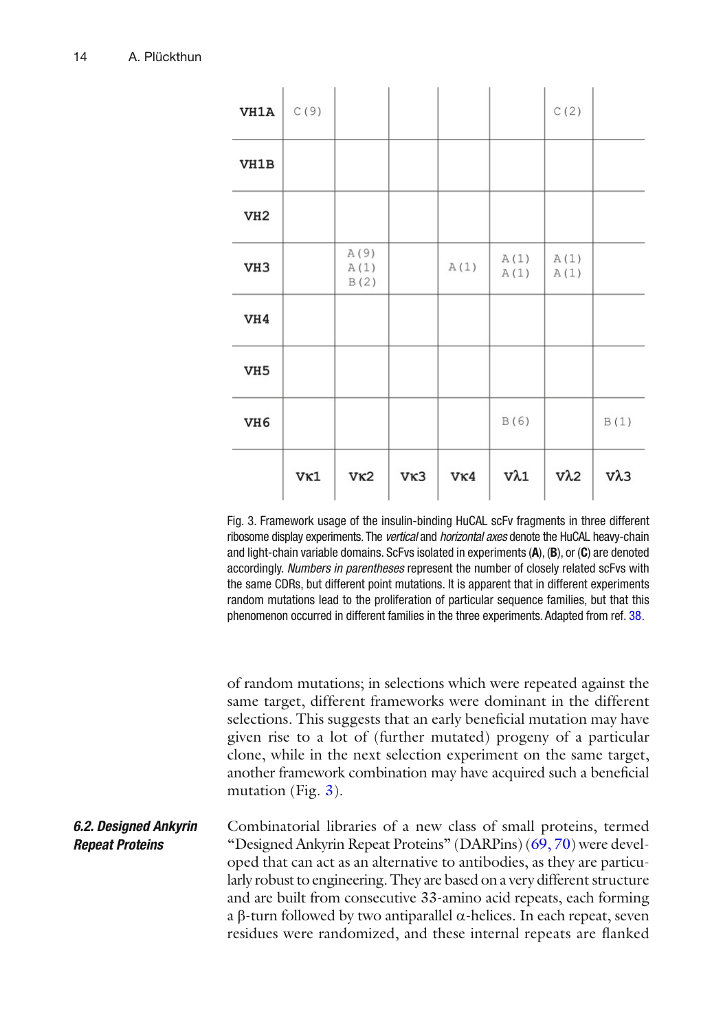| | Vκ1 | Vκ2 | Vκ3 | Vκ4 | Vλ1 | Vλ2 | Vλ3 |
|---|---|---|---|---|---|---|---|
| VH1A | C(9) | | | | | C(2) | |
| VH1B | | | | | | | |
| VH2 | | | | | | | |
| VH3 | | A(9) A(1) B(2) | | A(1) | A(1) A(1) | A(1) A(1) | |
| VH4 | | | | | | | |
| VH5 | | | | | | | |
| VH6 | | | | | B(6) | | B(1) |

Fig. 3. Framework usage of the insulin-binding HuCAL scFv fragments in three different ribosome display experiments. The *vertical* and *horizontal axes* denote the HuCAL heavy-chain and light-chain variable domains. ScFvs isolated in experiments (**A**), (**B**), or (**C**) are denoted accordingly. *Numbers in parentheses* represent the number of closely related scFvs with the same CDRs, but different point mutations. It is apparent that in different experiments random mutations lead to the proliferation of particular sequence families, but that this phenomenon occurred in different families in the three experiments. Adapted from ref. 38.

of random mutations; in selections which were repeated against the same target, different frameworks were dominant in the different selections. This suggests that an early beneficial mutation may have given rise to a lot of (further mutated) progeny of a particular clone, while in the next selection experiment on the same target, another framework combination may have acquired such a beneficial mutation (Fig. 3).

### 6.2. Designed Ankyrin Repeat Proteins

Combinatorial libraries of a new class of small proteins, termed "Designed Ankyrin Repeat Proteins" (DARPins) (69, 70) were developed that can act as an alternative to antibodies, as they are particularly robust to engineering. They are based on a very different structure and are built from consecutive 33-amino acid repeats, each forming a β-turn followed by two antiparallel α-helices. In each repeat, seven residues were randomized, and these internal repeats are flanked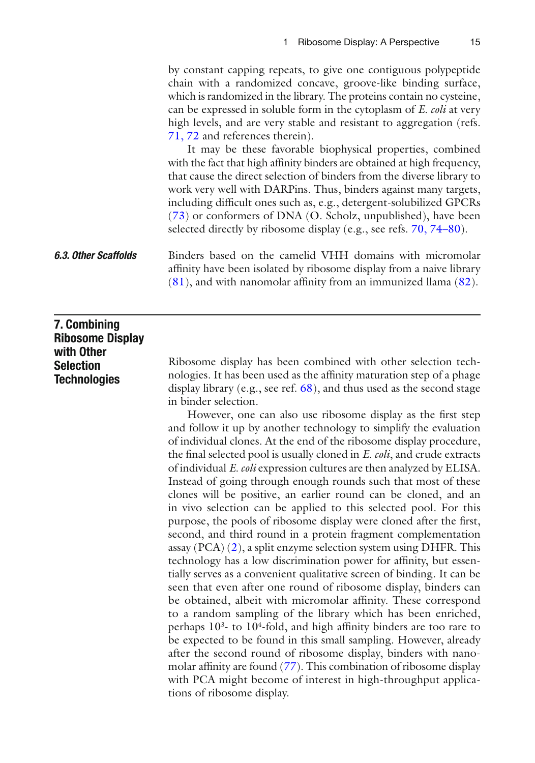by constant capping repeats, to give one contiguous polypeptide chain with a randomized concave, groove-like binding surface, which is randomized in the library. The proteins contain no cysteine, can be expressed in soluble form in the cytoplasm of *E. coli* at very high levels, and are very stable and resistant to aggregation (refs. 71, 72 and references therein).

It may be these favorable biophysical properties, combined with the fact that high affinity binders are obtained at high frequency, that cause the direct selection of binders from the diverse library to work very well with DARPins. Thus, binders against many targets, including difficult ones such as, e.g., detergent-solubilized GPCRs (73) or conformers of DNA (O. Scholz, unpublished), have been selected directly by ribosome display (e.g., see refs. 70, 74–80).

### 6.3. Other Scaffolds

Binders based on the camelid VHH domains with micromolar affinity have been isolated by ribosome display from a naive library (81), and with nanomolar affinity from an immunized llama (82).

## 7. Combining Ribosome Display with Other Selection Technologies

Ribosome display has been combined with other selection technologies. It has been used as the affinity maturation step of a phage display library (e.g., see ref. 68), and thus used as the second stage in binder selection.

However, one can also use ribosome display as the first step and follow it up by another technology to simplify the evaluation of individual clones. At the end of the ribosome display procedure, the final selected pool is usually cloned in *E. coli*, and crude extracts of individual *E. coli* expression cultures are then analyzed by ELISA. Instead of going through enough rounds such that most of these clones will be positive, an earlier round can be cloned, and an in vivo selection can be applied to this selected pool. For this purpose, the pools of ribosome display were cloned after the first, second, and third round in a protein fragment complementation assay (PCA) (2), a split enzyme selection system using DHFR. This technology has a low discrimination power for affinity, but essentially serves as a convenient qualitative screen of binding. It can be seen that even after one round of ribosome display, binders can be obtained, albeit with micromolar affinity. These correspond to a random sampling of the library which has been enriched, perhaps $10^3$- to $10^4$-fold, and high affinity binders are too rare to be expected to be found in this small sampling. However, already after the second round of ribosome display, binders with nanomolar affinity are found (77). This combination of ribosome display with PCA might become of interest in high-throughput applications of ribosome display.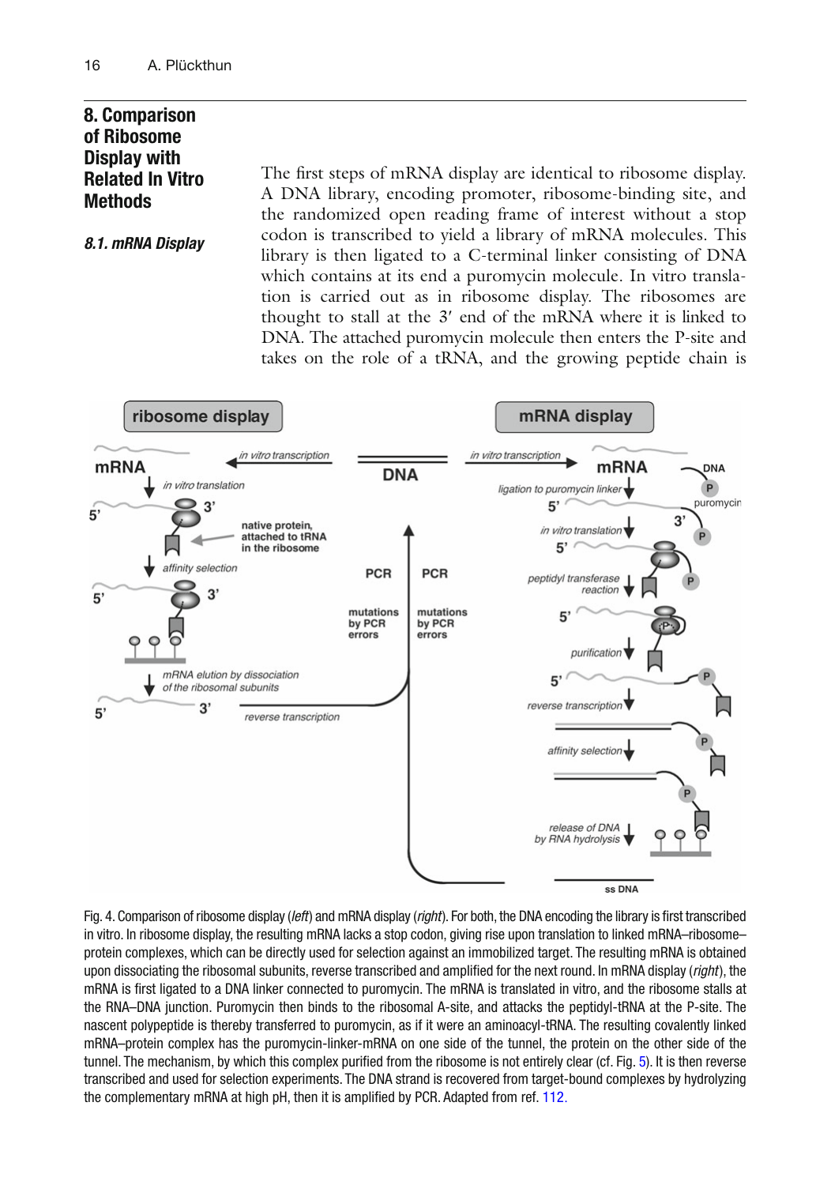## 8. Comparison of Ribosome Display with Related In Vitro Methods

### *8.1. mRNA Display*

The first steps of mRNA display are identical to ribosome display. A DNA library, encoding promoter, ribosome-binding site, and the randomized open reading frame of interest without a stop codon is transcribed to yield a library of mRNA molecules. This library is then ligated to a C-terminal linker consisting of DNA which contains at its end a puromycin molecule. In vitro translation is carried out as in ribosome display. The ribosomes are thought to stall at the 3′ end of the mRNA where it is linked to DNA. The attached puromycin molecule then enters the P-site and takes on the role of a tRNA, and the growing peptide chain is

ribosome display

mRNA display

mRNA

in vitro transcription

DNA

in vitro transcription

mRNA

DNA

P

puromycin

in vitro translation

ligation to puromycin linker

5'

3'

native protein, attached to tRNA in the ribosome

affinity selection

PCR

PCR

mutations by PCR errors

mutations by PCR errors

in vitro translation

peptidyl transferase reaction

mRNA elution by dissociation of the ribosomal subunits

purification

reverse transcription

reverse transcription

affinity selection

release of DNA by RNA hydrolysis

ss DNA

Fig. 4. Comparison of ribosome display (*left*) and mRNA display (*right*). For both, the DNA encoding the library is first transcribed in vitro. In ribosome display, the resulting mRNA lacks a stop codon, giving rise upon translation to linked mRNA–ribosome–protein complexes, which can be directly used for selection against an immobilized target. The resulting mRNA is obtained upon dissociating the ribosomal subunits, reverse transcribed and amplified for the next round. In mRNA display (*right*), the mRNA is first ligated to a DNA linker connected to puromycin. The mRNA is translated in vitro, and the ribosome stalls at the RNA–DNA junction. Puromycin then binds to the ribosomal A-site, and attacks the peptidyl-tRNA at the P-site. The nascent polypeptide is thereby transferred to puromycin, as if it were an aminoacyl-tRNA. The resulting covalently linked mRNA–protein complex has the puromycin-linker-mRNA on one side of the tunnel, the protein on the other side of the tunnel. The mechanism, by which this complex purified from the ribosome is not entirely clear (cf. Fig. 5). It is then reverse transcribed and used for selection experiments. The DNA strand is recovered from target-bound complexes by hydrolyzing the complementary mRNA at high pH, then it is amplified by PCR. Adapted from ref. 112.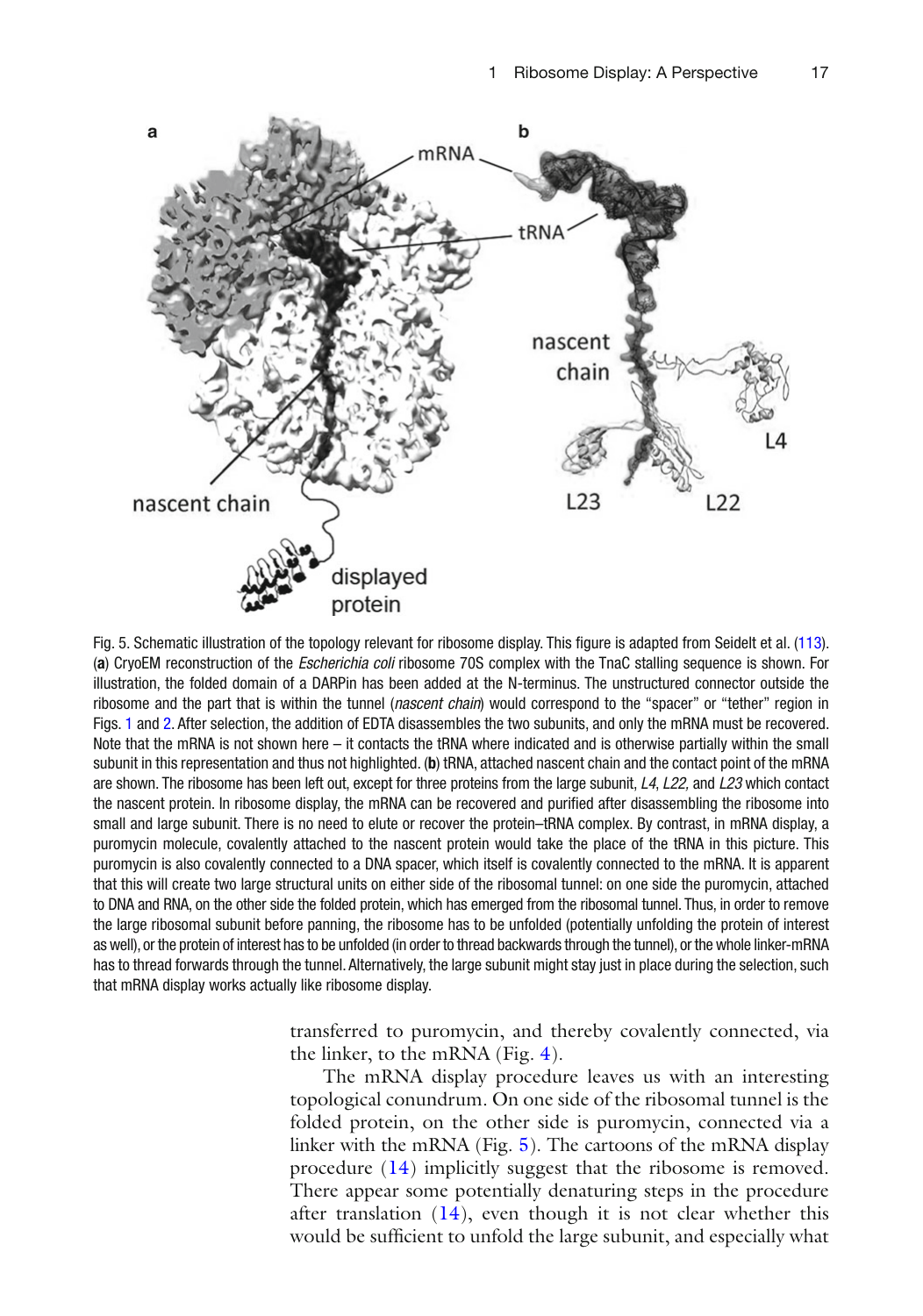a

mRNA

b

tRNA

nascent chain

nascent chain

L4

L23

L22

displayed protein

Fig. 5. Schematic illustration of the topology relevant for ribosome display. This figure is adapted from Seidelt et al. (113). (**a**) CryoEM reconstruction of the *Escherichia coli* ribosome 70S complex with the TnaC stalling sequence is shown. For illustration, the folded domain of a DARPin has been added at the N-terminus. The unstructured connector outside the ribosome and the part that is within the tunnel (*nascent chain*) would correspond to the "spacer" or "tether" region in Figs. 1 and 2. After selection, the addition of EDTA disassembles the two subunits, and only the mRNA must be recovered. Note that the mRNA is not shown here – it contacts the tRNA where indicated and is otherwise partially within the small subunit in this representation and thus not highlighted. (**b**) tRNA, attached nascent chain and the contact point of the mRNA are shown. The ribosome has been left out, except for three proteins from the large subunit, *L4*, *L22,* and *L23* which contact the nascent protein. In ribosome display, the mRNA can be recovered and purified after disassembling the ribosome into small and large subunit. There is no need to elute or recover the protein–tRNA complex. By contrast, in mRNA display, a puromycin molecule, covalently attached to the nascent protein would take the place of the tRNA in this picture. This puromycin is also covalently connected to a DNA spacer, which itself is covalently connected to the mRNA. It is apparent that this will create two large structural units on either side of the ribosomal tunnel: on one side the puromycin, attached to DNA and RNA, on the other side the folded protein, which has emerged from the ribosomal tunnel. Thus, in order to remove the large ribosomal subunit before panning, the ribosome has to be unfolded (potentially unfolding the protein of interest as well), or the protein of interest has to be unfolded (in order to thread backwards through the tunnel), or the whole linker-mRNA has to thread forwards through the tunnel. Alternatively, the large subunit might stay just in place during the selection, such that mRNA display works actually like ribosome display.

transferred to puromycin, and thereby covalently connected, via the linker, to the mRNA (Fig. 4).

The mRNA display procedure leaves us with an interesting topological conundrum. On one side of the ribosomal tunnel is the folded protein, on the other side is puromycin, connected via a linker with the mRNA (Fig. 5). The cartoons of the mRNA display procedure (14) implicitly suggest that the ribosome is removed. There appear some potentially denaturing steps in the procedure after translation (14), even though it is not clear whether this would be sufficient to unfold the large subunit, and especially what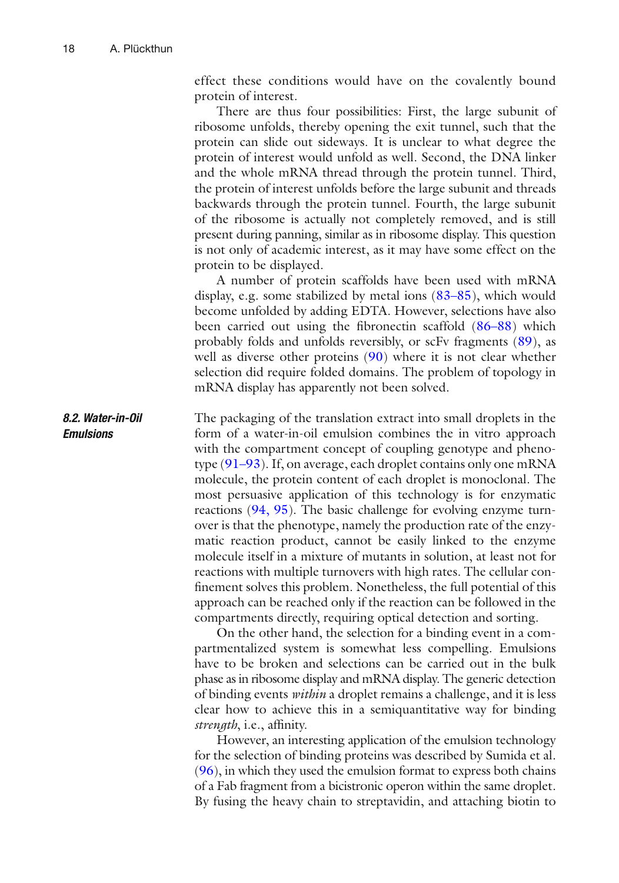effect these conditions would have on the covalently bound protein of interest.

There are thus four possibilities: First, the large subunit of ribosome unfolds, thereby opening the exit tunnel, such that the protein can slide out sideways. It is unclear to what degree the protein of interest would unfold as well. Second, the DNA linker and the whole mRNA thread through the protein tunnel. Third, the protein of interest unfolds before the large subunit and threads backwards through the protein tunnel. Fourth, the large subunit of the ribosome is actually not completely removed, and is still present during panning, similar as in ribosome display. This question is not only of academic interest, as it may have some effect on the protein to be displayed.

A number of protein scaffolds have been used with mRNA display, e.g. some stabilized by metal ions (83–85), which would become unfolded by adding EDTA. However, selections have also been carried out using the fibronectin scaffold (86–88) which probably folds and unfolds reversibly, or scFv fragments (89), as well as diverse other proteins (90) where it is not clear whether selection did require folded domains. The problem of topology in mRNA display has apparently not been solved.

### 8.2. Water-in-Oil Emulsions

The packaging of the translation extract into small droplets in the form of a water-in-oil emulsion combines the in vitro approach with the compartment concept of coupling genotype and phenotype (91–93). If, on average, each droplet contains only one mRNA molecule, the protein content of each droplet is monoclonal. The most persuasive application of this technology is for enzymatic reactions (94, 95). The basic challenge for evolving enzyme turnover is that the phenotype, namely the production rate of the enzymatic reaction product, cannot be easily linked to the enzyme molecule itself in a mixture of mutants in solution, at least not for reactions with multiple turnovers with high rates. The cellular confinement solves this problem. Nonetheless, the full potential of this approach can be reached only if the reaction can be followed in the compartments directly, requiring optical detection and sorting.

On the other hand, the selection for a binding event in a compartmentalized system is somewhat less compelling. Emulsions have to be broken and selections can be carried out in the bulk phase as in ribosome display and mRNA display. The generic detection of binding events *within* a droplet remains a challenge, and it is less clear how to achieve this in a semiquantitative way for binding *strength*, i.e., affinity.

However, an interesting application of the emulsion technology for the selection of binding proteins was described by Sumida et al. (96), in which they used the emulsion format to express both chains of a Fab fragment from a bicistronic operon within the same droplet. By fusing the heavy chain to streptavidin, and attaching biotin to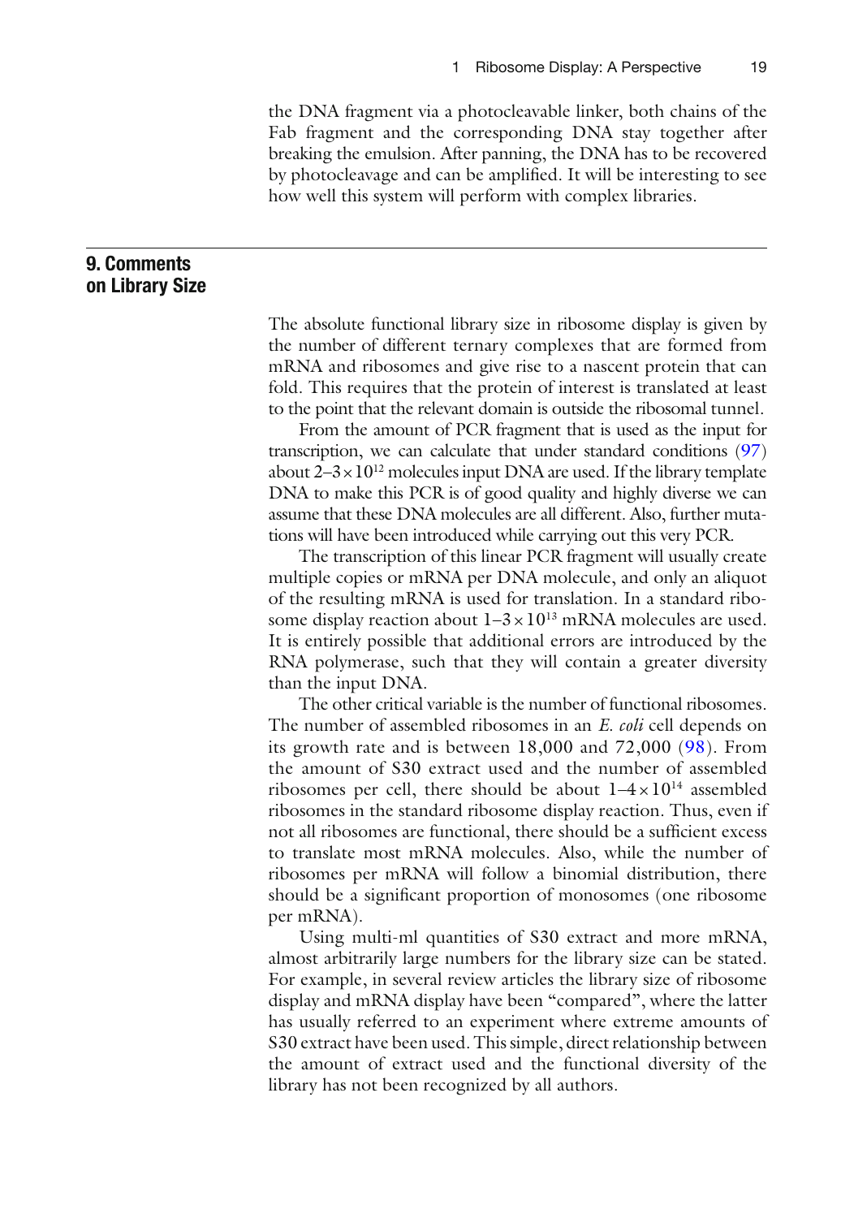the DNA fragment via a photocleavable linker, both chains of the Fab fragment and the corresponding DNA stay together after breaking the emulsion. After panning, the DNA has to be recovered by photocleavage and can be amplified. It will be interesting to see how well this system will perform with complex libraries.

## 9. Comments on Library Size

The absolute functional library size in ribosome display is given by the number of different ternary complexes that are formed from mRNA and ribosomes and give rise to a nascent protein that can fold. This requires that the protein of interest is translated at least to the point that the relevant domain is outside the ribosomal tunnel.

From the amount of PCR fragment that is used as the input for transcription, we can calculate that under standard conditions (97) about $2–3 \times 10^{12}$ molecules input DNA are used. If the library template DNA to make this PCR is of good quality and highly diverse we can assume that these DNA molecules are all different. Also, further mutations will have been introduced while carrying out this very PCR.

The transcription of this linear PCR fragment will usually create multiple copies or mRNA per DNA molecule, and only an aliquot of the resulting mRNA is used for translation. In a standard ribosome display reaction about $1–3 \times 10^{13}$ mRNA molecules are used. It is entirely possible that additional errors are introduced by the RNA polymerase, such that they will contain a greater diversity than the input DNA.

The other critical variable is the number of functional ribosomes. The number of assembled ribosomes in an *E. coli* cell depends on its growth rate and is between 18,000 and 72,000 (98). From the amount of S30 extract used and the number of assembled ribosomes per cell, there should be about $1–4 \times 10^{14}$ assembled ribosomes in the standard ribosome display reaction. Thus, even if not all ribosomes are functional, there should be a sufficient excess to translate most mRNA molecules. Also, while the number of ribosomes per mRNA will follow a binomial distribution, there should be a significant proportion of monosomes (one ribosome per mRNA).

Using multi-ml quantities of S30 extract and more mRNA, almost arbitrarily large numbers for the library size can be stated. For example, in several review articles the library size of ribosome display and mRNA display have been "compared", where the latter has usually referred to an experiment where extreme amounts of S30 extract have been used. This simple, direct relationship between the amount of extract used and the functional diversity of the library has not been recognized by all authors.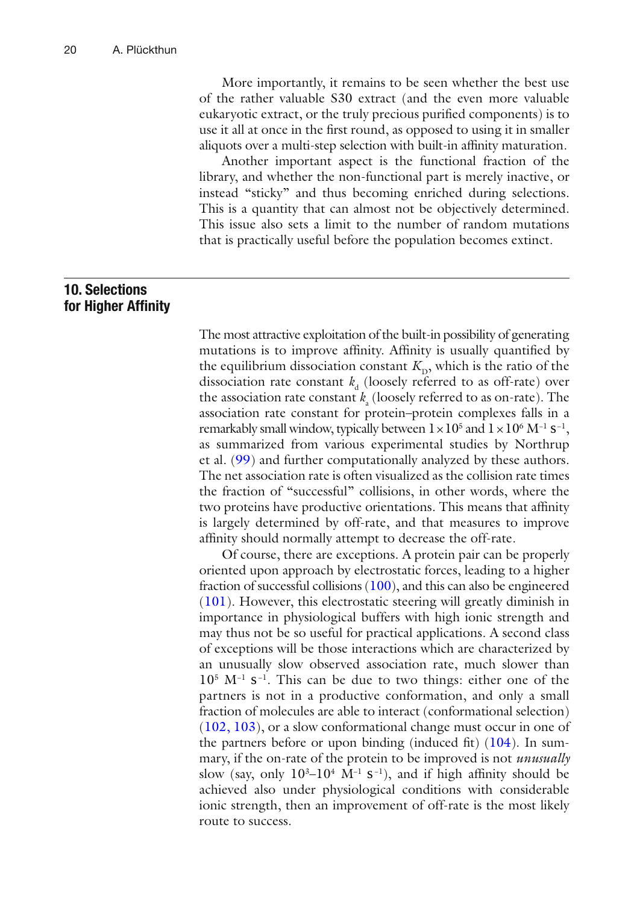More importantly, it remains to be seen whether the best use of the rather valuable S30 extract (and the even more valuable eukaryotic extract, or the truly precious purified components) is to use it all at once in the first round, as opposed to using it in smaller aliquots over a multi-step selection with built-in affinity maturation.

Another important aspect is the functional fraction of the library, and whether the non-functional part is merely inactive, or instead "sticky" and thus becoming enriched during selections. This is a quantity that can almost not be objectively determined. This issue also sets a limit to the number of random mutations that is practically useful before the population becomes extinct.

## 10. Selections for Higher Affinity

The most attractive exploitation of the built-in possibility of generating mutations is to improve affinity. Affinity is usually quantified by the equilibrium dissociation constant $K_D$, which is the ratio of the dissociation rate constant $k_d$ (loosely referred to as off-rate) over the association rate constant $k_a$ (loosely referred to as on-rate). The association rate constant for protein–protein complexes falls in a remarkably small window, typically between $1 \times 10^5$ and $1 \times 10^6$ $M^{-1}$ $s^{-1}$, as summarized from various experimental studies by Northrup et al. (99) and further computationally analyzed by these authors. The net association rate is often visualized as the collision rate times the fraction of "successful" collisions, in other words, where the two proteins have productive orientations. This means that affinity is largely determined by off-rate, and that measures to improve affinity should normally attempt to decrease the off-rate.

Of course, there are exceptions. A protein pair can be properly oriented upon approach by electrostatic forces, leading to a higher fraction of successful collisions (100), and this can also be engineered (101). However, this electrostatic steering will greatly diminish in importance in physiological buffers with high ionic strength and may thus not be so useful for practical applications. A second class of exceptions will be those interactions which are characterized by an unusually slow observed association rate, much slower than $10^5$ $M^{-1}$ $s^{-1}$. This can be due to two things: either one of the partners is not in a productive conformation, and only a small fraction of molecules are able to interact (conformational selection) (102, 103), or a slow conformational change must occur in one of the partners before or upon binding (induced fit) (104). In summary, if the on-rate of the protein to be improved is not ***unusually*** slow (say, only $10^3$–$10^4$ $M^{-1}$ $s^{-1}$), and if high affinity should be achieved also under physiological conditions with considerable ionic strength, then an improvement of off-rate is the most likely route to success.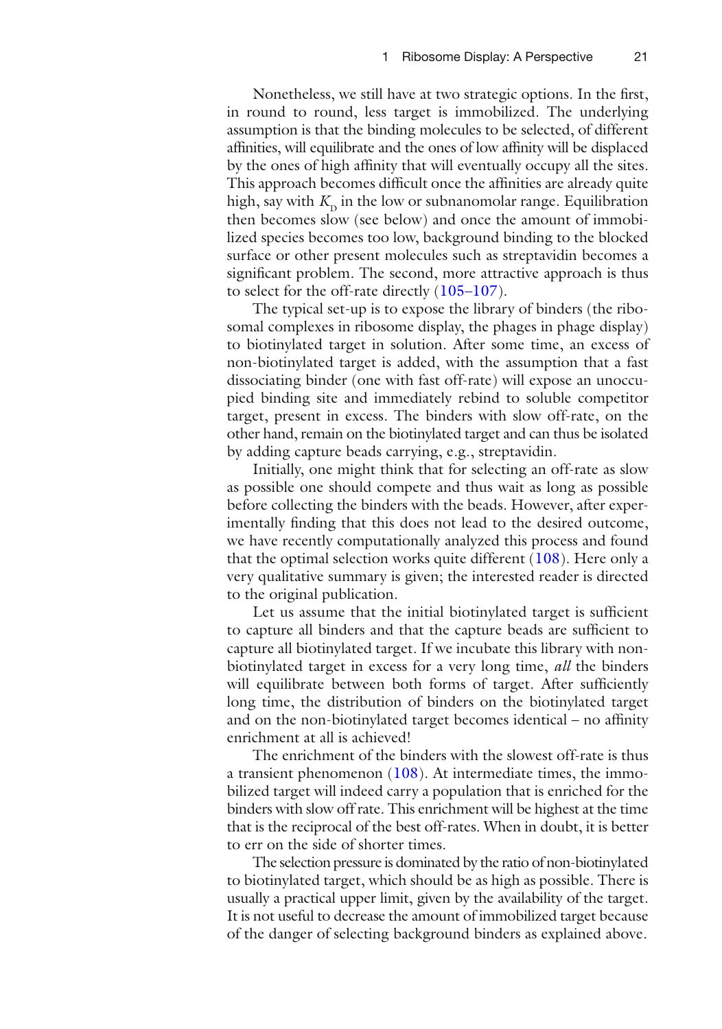Nonetheless, we still have at two strategic options. In the first, in round to round, less target is immobilized. The underlying assumption is that the binding molecules to be selected, of different affinities, will equilibrate and the ones of low affinity will be displaced by the ones of high affinity that will eventually occupy all the sites. This approach becomes difficult once the affinities are already quite high, say with $K_D$ in the low or subnanomolar range. Equilibration then becomes slow (see below) and once the amount of immobilized species becomes too low, background binding to the blocked surface or other present molecules such as streptavidin becomes a significant problem. The second, more attractive approach is thus to select for the off-rate directly (105–107).

The typical set-up is to expose the library of binders (the ribosomal complexes in ribosome display, the phages in phage display) to biotinylated target in solution. After some time, an excess of non-biotinylated target is added, with the assumption that a fast dissociating binder (one with fast off-rate) will expose an unoccupied binding site and immediately rebind to soluble competitor target, present in excess. The binders with slow off-rate, on the other hand, remain on the biotinylated target and can thus be isolated by adding capture beads carrying, e.g., streptavidin.

Initially, one might think that for selecting an off-rate as slow as possible one should compete and thus wait as long as possible before collecting the binders with the beads. However, after experimentally finding that this does not lead to the desired outcome, we have recently computationally analyzed this process and found that the optimal selection works quite different (108). Here only a very qualitative summary is given; the interested reader is directed to the original publication.

Let us assume that the initial biotinylated target is sufficient to capture all binders and that the capture beads are sufficient to capture all biotinylated target. If we incubate this library with non-biotinylated target in excess for a very long time, *all* the binders will equilibrate between both forms of target. After sufficiently long time, the distribution of binders on the biotinylated target and on the non-biotinylated target becomes identical – no affinity enrichment at all is achieved!

The enrichment of the binders with the slowest off-rate is thus a transient phenomenon (108). At intermediate times, the immobilized target will indeed carry a population that is enriched for the binders with slow off rate. This enrichment will be highest at the time that is the reciprocal of the best off-rates. When in doubt, it is better to err on the side of shorter times.

The selection pressure is dominated by the ratio of non-biotinylated to biotinylated target, which should be as high as possible. There is usually a practical upper limit, given by the availability of the target. It is not useful to decrease the amount of immobilized target because of the danger of selecting background binders as explained above.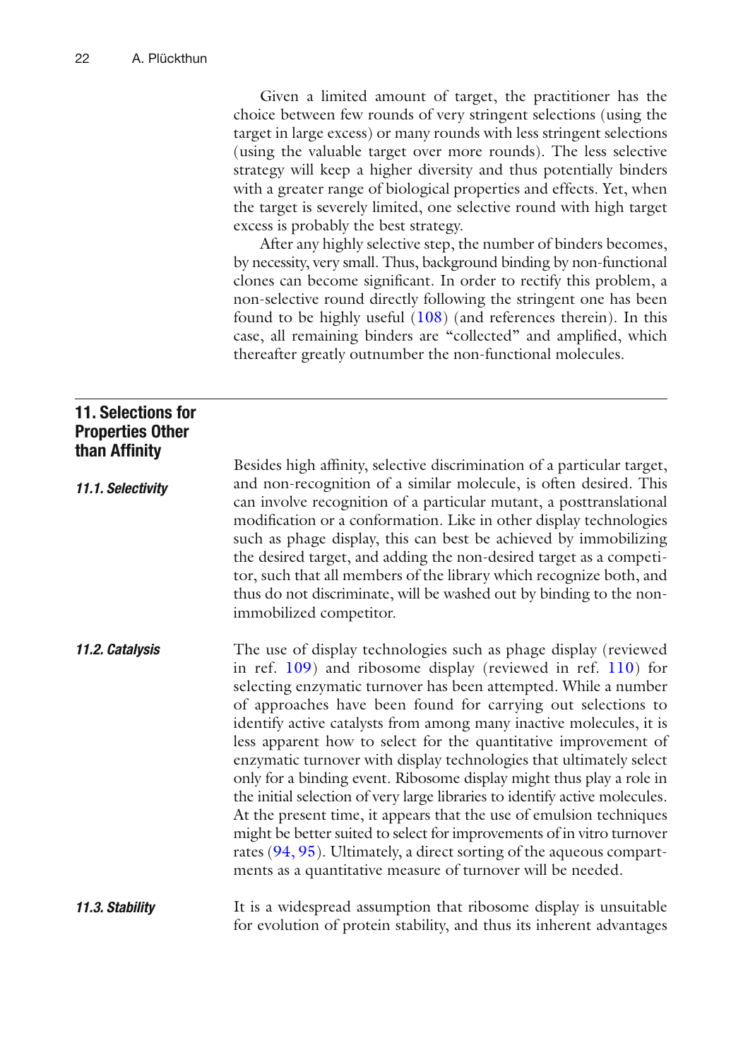Given a limited amount of target, the practitioner has the choice between few rounds of very stringent selections (using the target in large excess) or many rounds with less stringent selections (using the valuable target over more rounds). The less selective strategy will keep a higher diversity and thus potentially binders with a greater range of biological properties and effects. Yet, when the target is severely limited, one selective round with high target excess is probably the best strategy.

After any highly selective step, the number of binders becomes, by necessity, very small. Thus, background binding by non-functional clones can become significant. In order to rectify this problem, a non-selective round directly following the stringent one has been found to be highly useful (108) (and references therein). In this case, all remaining binders are "collected" and amplified, which thereafter greatly outnumber the non-functional molecules.

## 11. Selections for Properties Other than Affinity

### *11.1. Selectivity*

Besides high affinity, selective discrimination of a particular target, and non-recognition of a similar molecule, is often desired. This can involve recognition of a particular mutant, a posttranslational modification or a conformation. Like in other display technologies such as phage display, this can best be achieved by immobilizing the desired target, and adding the non-desired target as a competitor, such that all members of the library which recognize both, and thus do not discriminate, will be washed out by binding to the non-immobilized competitor.

### *11.2. Catalysis*

The use of display technologies such as phage display (reviewed in ref. 109) and ribosome display (reviewed in ref. 110) for selecting enzymatic turnover has been attempted. While a number of approaches have been found for carrying out selections to identify active catalysts from among many inactive molecules, it is less apparent how to select for the quantitative improvement of enzymatic turnover with display technologies that ultimately select only for a binding event. Ribosome display might thus play a role in the initial selection of very large libraries to identify active molecules. At the present time, it appears that the use of emulsion techniques might be better suited to select for improvements of in vitro turnover rates (94, 95). Ultimately, a direct sorting of the aqueous compartments as a quantitative measure of turnover will be needed.

### *11.3. Stability*

It is a widespread assumption that ribosome display is unsuitable for evolution of protein stability, and thus its inherent advantages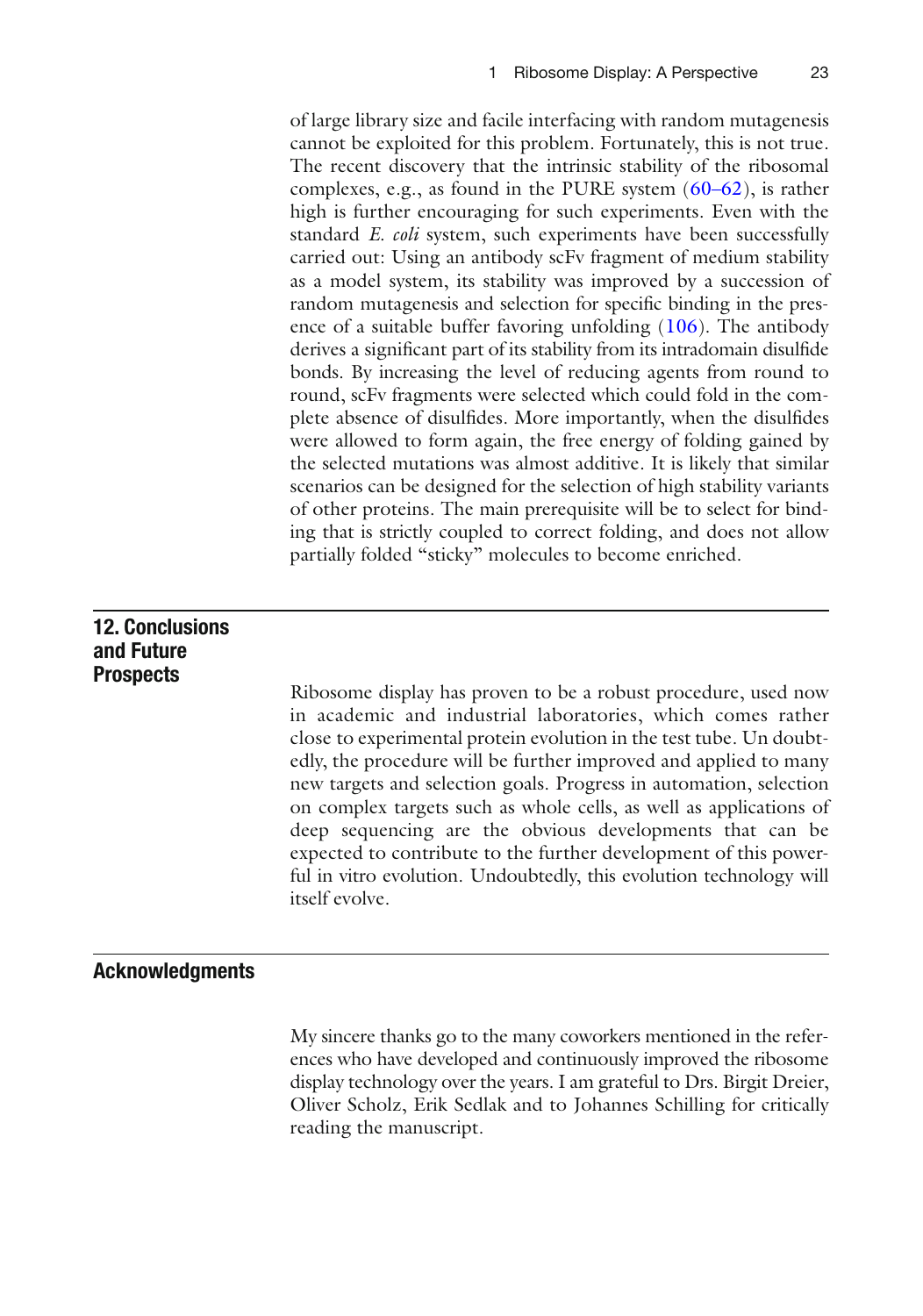of large library size and facile interfacing with random mutagenesis cannot be exploited for this problem. Fortunately, this is not true. The recent discovery that the intrinsic stability of the ribosomal complexes, e.g., as found in the PURE system (60–62), is rather high is further encouraging for such experiments. Even with the standard *E. coli* system, such experiments have been successfully carried out: Using an antibody scFv fragment of medium stability as a model system, its stability was improved by a succession of random mutagenesis and selection for specific binding in the presence of a suitable buffer favoring unfolding (106). The antibody derives a significant part of its stability from its intradomain disulfide bonds. By increasing the level of reducing agents from round to round, scFv fragments were selected which could fold in the complete absence of disulfides. More importantly, when the disulfides were allowed to form again, the free energy of folding gained by the selected mutations was almost additive. It is likely that similar scenarios can be designed for the selection of high stability variants of other proteins. The main prerequisite will be to select for binding that is strictly coupled to correct folding, and does not allow partially folded "sticky" molecules to become enriched.

## 12. Conclusions and Future Prospects

Ribosome display has proven to be a robust procedure, used now in academic and industrial laboratories, which comes rather close to experimental protein evolution in the test tube. Un doubtedly, the procedure will be further improved and applied to many new targets and selection goals. Progress in automation, selection on complex targets such as whole cells, as well as applications of deep sequencing are the obvious developments that can be expected to contribute to the further development of this powerful in vitro evolution. Undoubtedly, this evolution technology will itself evolve.

## Acknowledgments

My sincere thanks go to the many coworkers mentioned in the references who have developed and continuously improved the ribosome display technology over the years. I am grateful to Drs. Birgit Dreier, Oliver Scholz, Erik Sedlak and to Johannes Schilling for critically reading the manuscript.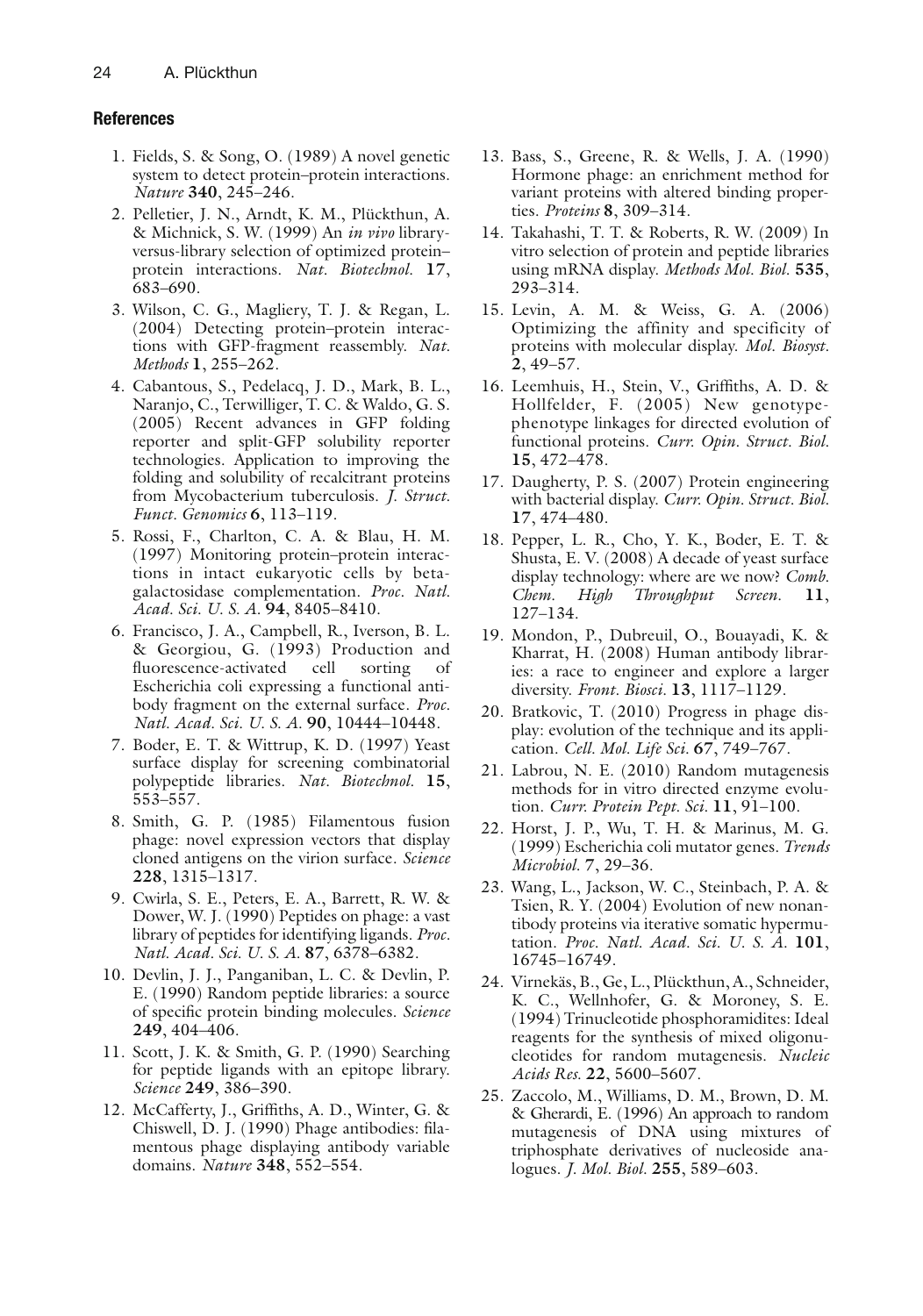## References

1. Fields, S. & Song, O. (1989) A novel genetic system to detect protein–protein interactions. *Nature* **340**, 245–246.
2. Pelletier, J. N., Arndt, K. M., Plückthun, A. & Michnick, S. W. (1999) An *in vivo* library-versus-library selection of optimized protein–protein interactions. *Nat. Biotechnol.* **17**, 683–690.
3. Wilson, C. G., Magliery, T. J. & Regan, L. (2004) Detecting protein–protein interactions with GFP-fragment reassembly. *Nat. Methods* **1**, 255–262.
4. Cabantous, S., Pedelacq, J. D., Mark, B. L., Naranjo, C., Terwilliger, T. C. & Waldo, G. S. (2005) Recent advances in GFP folding reporter and split-GFP solubility reporter technologies. Application to improving the folding and solubility of recalcitrant proteins from Mycobacterium tuberculosis. *J. Struct. Funct. Genomics* **6**, 113–119.
5. Rossi, F., Charlton, C. A. & Blau, H. M. (1997) Monitoring protein–protein interactions in intact eukaryotic cells by beta-galactosidase complementation. *Proc. Natl. Acad. Sci. U. S. A.* **94**, 8405–8410.
6. Francisco, J. A., Campbell, R., Iverson, B. L. & Georgiou, G. (1993) Production and fluorescence-activated cell sorting of Escherichia coli expressing a functional antibody fragment on the external surface. *Proc. Natl. Acad. Sci. U. S. A.* **90**, 10444–10448.
7. Boder, E. T. & Wittrup, K. D. (1997) Yeast surface display for screening combinatorial polypeptide libraries. *Nat. Biotechnol.* **15**, 553–557.
8. Smith, G. P. (1985) Filamentous fusion phage: novel expression vectors that display cloned antigens on the virion surface. *Science* **228**, 1315–1317.
9. Cwirla, S. E., Peters, E. A., Barrett, R. W. & Dower, W. J. (1990) Peptides on phage: a vast library of peptides for identifying ligands. *Proc. Natl. Acad. Sci. U. S. A.* **87**, 6378–6382.
10. Devlin, J. J., Panganiban, L. C. & Devlin, P. E. (1990) Random peptide libraries: a source of specific protein binding molecules. *Science* **249**, 404–406.
11. Scott, J. K. & Smith, G. P. (1990) Searching for peptide ligands with an epitope library. *Science* **249**, 386–390.
12. McCafferty, J., Griffiths, A. D., Winter, G. & Chiswell, D. J. (1990) Phage antibodies: filamentous phage displaying antibody variable domains. *Nature* **348**, 552–554.
13. Bass, S., Greene, R. & Wells, J. A. (1990) Hormone phage: an enrichment method for variant proteins with altered binding properties. *Proteins* **8**, 309–314.
14. Takahashi, T. T. & Roberts, R. W. (2009) In vitro selection of protein and peptide libraries using mRNA display. *Methods Mol. Biol.* **535**, 293–314.
15. Levin, A. M. & Weiss, G. A. (2006) Optimizing the affinity and specificity of proteins with molecular display. *Mol. Biosyst.* **2**, 49–57.
16. Leemhuis, H., Stein, V., Griffiths, A. D. & Hollfelder, F. (2005) New genotype-phenotype linkages for directed evolution of functional proteins. *Curr. Opin. Struct. Biol.* **15**, 472–478.
17. Daugherty, P. S. (2007) Protein engineering with bacterial display. *Curr. Opin. Struct. Biol.* **17**, 474–480.
18. Pepper, L. R., Cho, Y. K., Boder, E. T. & Shusta, E. V. (2008) A decade of yeast surface display technology: where are we now? *Comb. Chem. High Throughput Screen.* **11**, 127–134.
19. Mondon, P., Dubreuil, O., Bouayadi, K. & Kharrat, H. (2008) Human antibody libraries: a race to engineer and explore a larger diversity. *Front. Biosci.* **13**, 1117–1129.
20. Bratkovic, T. (2010) Progress in phage display: evolution of the technique and its application. *Cell. Mol. Life Sci.* **67**, 749–767.
21. Labrou, N. E. (2010) Random mutagenesis methods for in vitro directed enzyme evolution. *Curr. Protein Pept. Sci.* **11**, 91–100.
22. Horst, J. P., Wu, T. H. & Marinus, M. G. (1999) Escherichia coli mutator genes. *Trends Microbiol.* **7**, 29–36.
23. Wang, L., Jackson, W. C., Steinbach, P. A. & Tsien, R. Y. (2004) Evolution of new nonantibody proteins via iterative somatic hypermutation. *Proc. Natl. Acad. Sci. U. S. A.* **101**, 16745–16749.
24. Virnekäs, B., Ge, L., Plückthun, A., Schneider, K. C., Wellnhofer, G. & Moroney, S. E. (1994) Trinucleotide phosphoramidites: Ideal reagents for the synthesis of mixed oligonucleotides for random mutagenesis. *Nucleic Acids Res.* **22**, 5600–5607.
25. Zaccolo, M., Williams, D. M., Brown, D. M. & Gherardi, E. (1996) An approach to random mutagenesis of DNA using mixtures of triphosphate derivatives of nucleoside analogues. *J. Mol. Biol.* **255**, 589–603.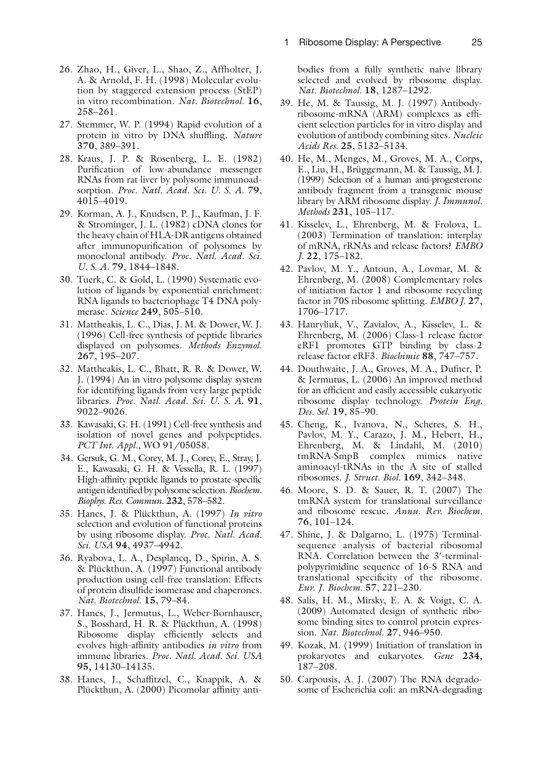26. Zhao, H., Giver, L., Shao, Z., Affholter, J. A. & Arnold, F. H. (1998) Molecular evolution by staggered extension process (StEP) in vitro recombination. *Nat. Biotechnol.* **16**, 258–261.
27. Stemmer, W. P. (1994) Rapid evolution of a protein in vitro by DNA shuffling. *Nature* **370**, 389–391.
28. Kraus, J. P. & Rosenberg, L. E. (1982) Purification of low-abundance messenger RNAs from rat liver by polysome immunoadsorption. *Proc. Natl. Acad. Sci. U. S. A.* **79**, 4015–4019.
29. Korman, A. J., Knudsen, P. J., Kaufman, J. F. & Strominger, J. L. (1982) cDNA clones for the heavy chain of HLA-DR antigens obtained after immunopurification of polysomes by monoclonal antibody. *Proc. Natl. Acad. Sci. U. S. A.* **79**, 1844–1848.
30. Tuerk, C. & Gold, L. (1990) Systematic evolution of ligands by exponential enrichment: RNA ligands to bacteriophage T4 DNA polymerase. *Science* **249**, 505–510.
31. Mattheakis, L. C., Dias, J. M. & Dower, W. J. (1996) Cell-free synthesis of peptide libraries displayed on polysomes. *Methods Enzymol.* **267**, 195–207.
32. Mattheakis, L. C., Bhatt, R. R. & Dower, W. J. (1994) An in vitro polysome display system for identifying ligands from very large peptide libraries. *Proc. Natl. Acad. Sci. U. S. A.* **91**, 9022–9026.
33. Kawasaki, G. H. (1991) Cell-free synthesis and isolation of novel genes and polypeptides. *PCT Int. Appl.*, WO 91/05058.
34. Gersuk, G. M., Corey, M. J., Corey, E., Stray, J. E., Kawasaki, G. H. & Vessella, R. L. (1997) High-affinity peptide ligands to prostate-specific antigen identified by polysome selection. *Biochem. Biophys. Res. Commun.* **232**, 578–582.
35. Hanes, J. & Plückthun, A. (1997) *In vitro* selection and evolution of functional proteins by using ribosome display. *Proc. Natl. Acad. Sci. USA* **94**, 4937–4942.
36. Ryabova, L. A., Desplancq, D., Spirin, A. S. & Plückthun, A. (1997) Functional antibody production using cell-free translation: Effects of protein disulfide isomerase and chaperones. *Nat. Biotechnol.* **15**, 79–84.
37. Hanes, J., Jermutus, L., Weber-Bornhauser, S., Bosshard, H. R. & Plückthun, A. (1998) Ribosome display efficiently selects and evolves high-affinity antibodies *in vitro* from immune libraries. *Proc. Natl. Acad. Sci. USA* **95**, 14130–14135.
38. Hanes, J., Schaffitzel, C., Knappik, A. & Plückthun, A. (2000) Picomolar affinity antibodies from a fully synthetic naive library selected and evolved by ribosome display. *Nat. Biotechnol.* **18**, 1287–1292.
39. He, M. & Taussig, M. J. (1997) Antibody-ribosome-mRNA (ARM) complexes as efficient selection particles for in vitro display and evolution of antibody combining sites. *Nucleic Acids Res.* **25**, 5132–5134.
40. He, M., Menges, M., Groves, M. A., Corps, E., Liu, H., Brüggemann, M. & Taussig, M. J. (1999) Selection of a human anti-progesterone antibody fragment from a transgenic mouse library by ARM ribosome display. *J. Immunol. Methods* **231**, 105–117.
41. Kisselev, L., Ehrenberg, M. & Frolova, L. (2003) Termination of translation: interplay of mRNA, rRNAs and release factors? *EMBO J.* **22**, 175–182.
42. Pavlov, M. Y., Antoun, A., Lovmar, M. & Ehrenberg, M. (2008) Complementary roles of initiation factor 1 and ribosome recycling factor in 70S ribosome splitting. *EMBO J.* **27**, 1706–1717.
43. Hauryliuk, V., Zavialov, A., Kisselev, L. & Ehrenberg, M. (2006) Class-1 release factor eRF1 promotes GTP binding by class-2 release factor eRF3. *Biochimie* **88**, 747–757.
44. Douthwaite, J. A., Groves, M. A., Dufner, P. & Jermutus, L. (2006) An improved method for an efficient and easily accessible eukaryotic ribosome display technology. *Protein Eng. Des. Sel.* **19**, 85–90.
45. Cheng, K., Ivanova, N., Scheres, S. H., Pavlov, M. Y., Carazo, J. M., Hebert, H., Ehrenberg, M. & Lindahl, M. (2010) tmRNA·SmpB complex mimics native aminoacyl-tRNAs in the A site of stalled ribosomes. *J. Struct. Biol.* **169**, 342–348.
46. Moore, S. D. & Sauer, R. T. (2007) The tmRNA system for translational surveillance and ribosome rescue. *Annu. Rev. Biochem.* **76**, 101–124.
47. Shine, J. & Dalgarno, L. (1975) Terminal-sequence analysis of bacterial ribosomal RNA. Correlation between the 3′-terminal-polypyrimidine sequence of 16-S RNA and translational specificity of the ribosome. *Eur. J. Biochem.* **57**, 221–230.
48. Salis, H. M., Mirsky, E. A. & Voigt, C. A. (2009) Automated design of synthetic ribosome binding sites to control protein expression. *Nat. Biotechnol.* **27**, 946–950.
49. Kozak, M. (1999) Initiation of translation in prokaryotes and eukaryotes. *Gene* **234**, 187–208.
50. Carpousis, A. J. (2007) The RNA degradosome of Escherichia coli: an mRNA-degrading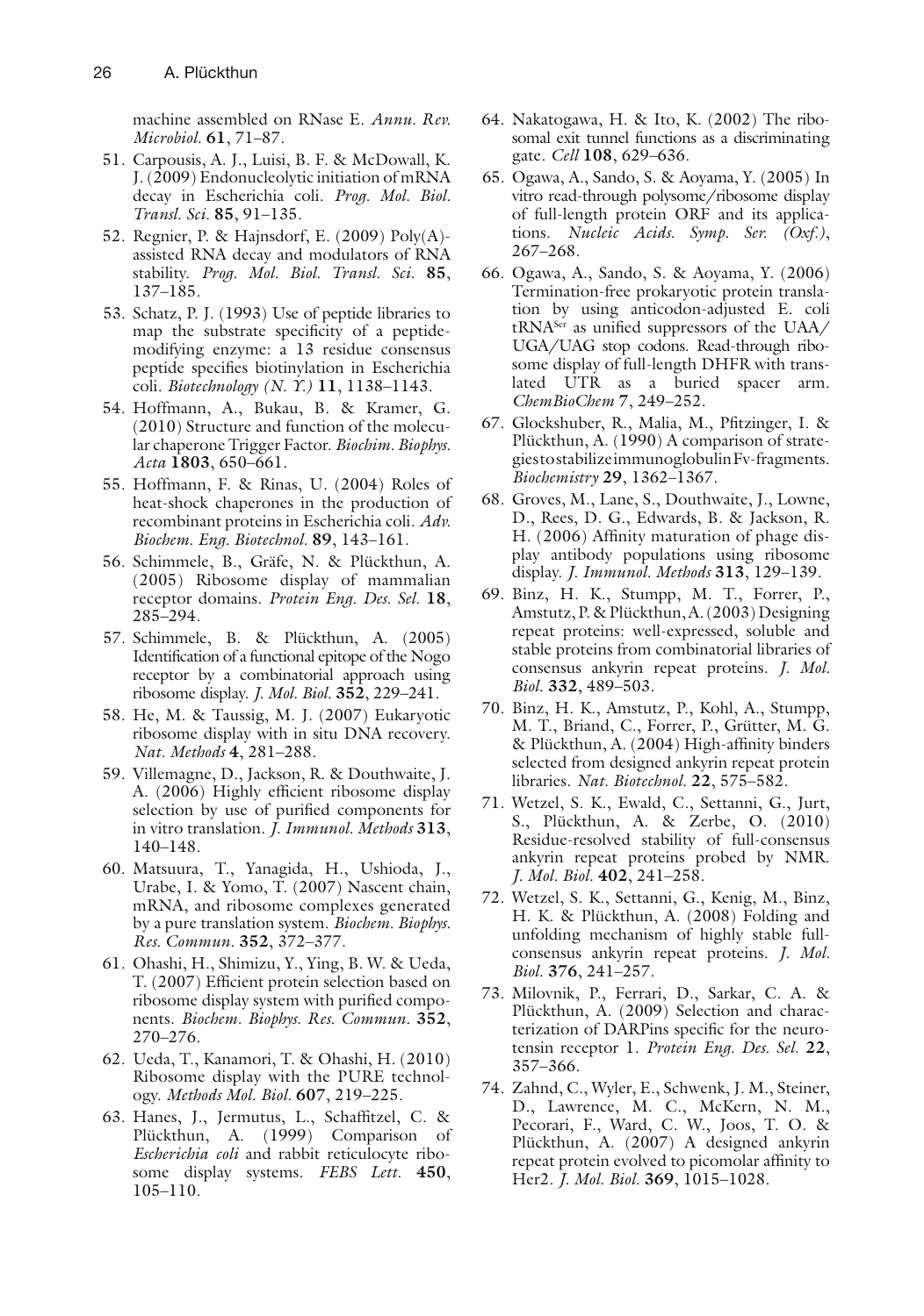machine assembled on RNase E. *Annu. Rev. Microbiol.* **61**, 71–87.

51. Carpousis, A. J., Luisi, B. F. & McDowall, K. J. (2009) Endonucleolytic initiation of mRNA decay in Escherichia coli. *Prog. Mol. Biol. Transl. Sci.* **85**, 91–135.
52. Regnier, P. & Hajnsdorf, E. (2009) Poly(A)-assisted RNA decay and modulators of RNA stability. *Prog. Mol. Biol. Transl. Sci.* **85**, 137–185.
53. Schatz, P. J. (1993) Use of peptide libraries to map the substrate specificity of a peptide-modifying enzyme: a 13 residue consensus peptide specifies biotinylation in Escherichia coli. *Biotechnology (N. Y.)* **11**, 1138–1143.
54. Hoffmann, A., Bukau, B. & Kramer, G. (2010) Structure and function of the molecular chaperone Trigger Factor. *Biochim. Biophys. Acta* **1803**, 650–661.
55. Hoffmann, F. & Rinas, U. (2004) Roles of heat-shock chaperones in the production of recombinant proteins in Escherichia coli. *Adv. Biochem. Eng. Biotechnol.* **89**, 143–161.
56. Schimmele, B., Gräfe, N. & Plückthun, A. (2005) Ribosome display of mammalian receptor domains. *Protein Eng. Des. Sel.* **18**, 285–294.
57. Schimmele, B. & Plückthun, A. (2005) Identification of a functional epitope of the Nogo receptor by a combinatorial approach using ribosome display. *J. Mol. Biol.* **352**, 229–241.
58. He, M. & Taussig, M. J. (2007) Eukaryotic ribosome display with in situ DNA recovery. *Nat. Methods* **4**, 281–288.
59. Villemagne, D., Jackson, R. & Douthwaite, J. A. (2006) Highly efficient ribosome display selection by use of purified components for in vitro translation. *J. Immunol. Methods* **313**, 140–148.
60. Matsuura, T., Yanagida, H., Ushioda, J., Urabe, I. & Yomo, T. (2007) Nascent chain, mRNA, and ribosome complexes generated by a pure translation system. *Biochem. Biophys. Res. Commun.* **352**, 372–377.
61. Ohashi, H., Shimizu, Y., Ying, B. W. & Ueda, T. (2007) Efficient protein selection based on ribosome display system with purified components. *Biochem. Biophys. Res. Commun.* **352**, 270–276.
62. Ueda, T., Kanamori, T. & Ohashi, H. (2010) Ribosome display with the PURE technology. *Methods Mol. Biol.* **607**, 219–225.
63. Hanes, J., Jermutus, L., Schaffitzel, C. & Plückthun, A. (1999) Comparison of *Escherichia coli* and rabbit reticulocyte ribosome display systems. *FEBS Lett.* **450**, 105–110.
64. Nakatogawa, H. & Ito, K. (2002) The ribosomal exit tunnel functions as a discriminating gate. *Cell* **108**, 629–636.
65. Ogawa, A., Sando, S. & Aoyama, Y. (2005) In vitro read-through polysome/ribosome display of full-length protein ORF and its applications. *Nucleic Acids. Symp. Ser. (Oxf.)*, 267–268.
66. Ogawa, A., Sando, S. & Aoyama, Y. (2006) Termination-free prokaryotic protein translation by using anticodon-adjusted E. coli $tRNA^{Ser}$ as unified suppressors of the UAA/UGA/UAG stop codons. Read-through ribosome display of full-length DHFR with translated UTR as a buried spacer arm. *ChemBioChem* **7**, 249–252.
67. Glockshuber, R., Malia, M., Pfitzinger, I. & Plückthun, A. (1990) A comparison of strategies to stabilize immunoglobulin Fv-fragments. *Biochemistry* **29**, 1362–1367.
68. Groves, M., Lane, S., Douthwaite, J., Lowne, D., Rees, D. G., Edwards, B. & Jackson, R. H. (2006) Affinity maturation of phage display antibody populations using ribosome display. *J. Immunol. Methods* **313**, 129–139.
69. Binz, H. K., Stumpp, M. T., Forrer, P., Amstutz, P. & Plückthun, A. (2003) Designing repeat proteins: well-expressed, soluble and stable proteins from combinatorial libraries of consensus ankyrin repeat proteins. *J. Mol. Biol.* **332**, 489–503.
70. Binz, H. K., Amstutz, P., Kohl, A., Stumpp, M. T., Briand, C., Forrer, P., Grütter, M. G. & Plückthun, A. (2004) High-affinity binders selected from designed ankyrin repeat protein libraries. *Nat. Biotechnol.* **22**, 575–582.
71. Wetzel, S. K., Ewald, C., Settanni, G., Jurt, S., Plückthun, A. & Zerbe, O. (2010) Residue-resolved stability of full-consensus ankyrin repeat proteins probed by NMR. *J. Mol. Biol.* **402**, 241–258.
72. Wetzel, S. K., Settanni, G., Kenig, M., Binz, H. K. & Plückthun, A. (2008) Folding and unfolding mechanism of highly stable full-consensus ankyrin repeat proteins. *J. Mol. Biol.* **376**, 241–257.
73. Milovnik, P., Ferrari, D., Sarkar, C. A. & Plückthun, A. (2009) Selection and characterization of DARPins specific for the neurotensin receptor 1. *Protein Eng. Des. Sel.* **22**, 357–366.
74. Zahnd, C., Wyler, E., Schwenk, J. M., Steiner, D., Lawrence, M. C., McKern, N. M., Pecorari, F., Ward, C. W., Joos, T. O. & Plückthun, A. (2007) A designed ankyrin repeat protein evolved to picomolar affinity to Her2. *J. Mol. Biol.* **369**, 1015–1028.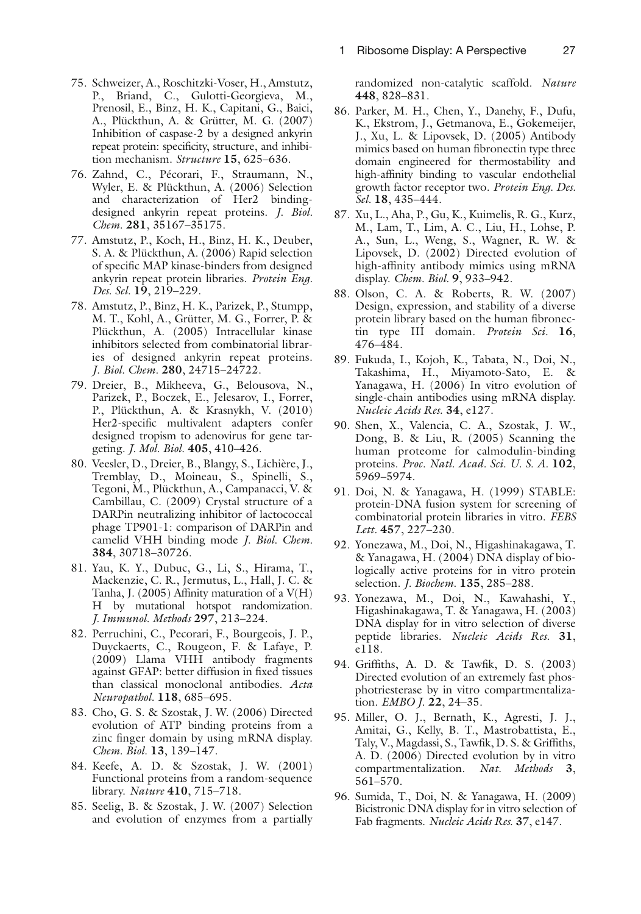75. Schweizer, A., Roschitzki-Voser, H., Amstutz, P., Briand, C., Gulotti-Georgieva, M., Prenosil, E., Binz, H. K., Capitani, G., Baici, A., Plückthun, A. & Grütter, M. G. (2007) Inhibition of caspase-2 by a designed ankyrin repeat protein: specificity, structure, and inhibition mechanism. *Structure* **15**, 625–636.
76. Zahnd, C., Pécorari, F., Straumann, N., Wyler, E. & Plückthun, A. (2006) Selection and characterization of Her2 binding-designed ankyrin repeat proteins. *J. Biol. Chem.* **281**, 35167–35175.
77. Amstutz, P., Koch, H., Binz, H. K., Deuber, S. A. & Plückthun, A. (2006) Rapid selection of specific MAP kinase-binders from designed ankyrin repeat protein libraries. *Protein Eng. Des. Sel.* **19**, 219–229.
78. Amstutz, P., Binz, H. K., Parizek, P., Stumpp, M. T., Kohl, A., Grütter, M. G., Forrer, P. & Plückthun, A. (2005) Intracellular kinase inhibitors selected from combinatorial libraries of designed ankyrin repeat proteins. *J. Biol. Chem.* **280**, 24715–24722.
79. Dreier, B., Mikheeva, G., Belousova, N., Parizek, P., Boczek, E., Jelesarov, I., Forrer, P., Plückthun, A. & Krasnykh, V. (2010) Her2-specific multivalent adapters confer designed tropism to adenovirus for gene targeting. *J. Mol. Biol.* **405**, 410–426.
80. Veesler, D., Dreier, B., Blangy, S., Lichière, J., Tremblay, D., Moineau, S., Spinelli, S., Tegoni, M., Plückthun, A., Campanacci, V. & Cambillau, C. (2009) Crystal structure of a DARPin neutralizing inhibitor of lactococcal phage TP901-1: comparison of DARPin and camelid VHH binding mode *J. Biol. Chem.* **384**, 30718–30726.
81. Yau, K. Y., Dubuc, G., Li, S., Hirama, T., Mackenzie, C. R., Jermutus, L., Hall, J. C. & Tanha, J. (2005) Affinity maturation of a V(H)H by mutational hotspot randomization. *J. Immunol. Methods* **297**, 213–224.
82. Perruchini, C., Pecorari, F., Bourgeois, J. P., Duyckaerts, C., Rougeon, F. & Lafaye, P. (2009) Llama VHH antibody fragments against GFAP: better diffusion in fixed tissues than classical monoclonal antibodies. *Acta Neuropathol.* **118**, 685–695.
83. Cho, G. S. & Szostak, J. W. (2006) Directed evolution of ATP binding proteins from a zinc finger domain by using mRNA display. *Chem. Biol.* **13**, 139–147.
84. Keefe, A. D. & Szostak, J. W. (2001) Functional proteins from a random-sequence library. *Nature* **410**, 715–718.
85. Seelig, B. & Szostak, J. W. (2007) Selection and evolution of enzymes from a partially randomized non-catalytic scaffold. *Nature* **448**, 828–831.
86. Parker, M. H., Chen, Y., Danehy, F., Dufu, K., Ekstrom, J., Getmanova, E., Gokemeijer, J., Xu, L. & Lipovsek, D. (2005) Antibody mimics based on human fibronectin type three domain engineered for thermostability and high-affinity binding to vascular endothelial growth factor receptor two. *Protein Eng. Des. Sel.* **18**, 435–444.
87. Xu, L., Aha, P., Gu, K., Kuimelis, R. G., Kurz, M., Lam, T., Lim, A. C., Liu, H., Lohse, P. A., Sun, L., Weng, S., Wagner, R. W. & Lipovsek, D. (2002) Directed evolution of high-affinity antibody mimics using mRNA display. *Chem. Biol.* **9**, 933–942.
88. Olson, C. A. & Roberts, R. W. (2007) Design, expression, and stability of a diverse protein library based on the human fibronectin type III domain. *Protein Sci.* **16**, 476–484.
89. Fukuda, I., Kojoh, K., Tabata, N., Doi, N., Takashima, H., Miyamoto-Sato, E. & Yanagawa, H. (2006) In vitro evolution of single-chain antibodies using mRNA display. *Nucleic Acids Res.* **34**, e127.
90. Shen, X., Valencia, C. A., Szostak, J. W., Dong, B. & Liu, R. (2005) Scanning the human proteome for calmodulin-binding proteins. *Proc. Natl. Acad. Sci. U. S. A.* **102**, 5969–5974.
91. Doi, N. & Yanagawa, H. (1999) STABLE: protein-DNA fusion system for screening of combinatorial protein libraries in vitro. *FEBS Lett.* **457**, 227–230.
92. Yonezawa, M., Doi, N., Higashinakagawa, T. & Yanagawa, H. (2004) DNA display of biologically active proteins for in vitro protein selection. *J. Biochem.* **135**, 285–288.
93. Yonezawa, M., Doi, N., Kawahashi, Y., Higashinakagawa, T. & Yanagawa, H. (2003) DNA display for in vitro selection of diverse peptide libraries. *Nucleic Acids Res.* **31**, e118.
94. Griffiths, A. D. & Tawfik, D. S. (2003) Directed evolution of an extremely fast phosphotriesterase by in vitro compartmentalization. *EMBO J.* **22**, 24–35.
95. Miller, O. J., Bernath, K., Agresti, J. J., Amitai, G., Kelly, B. T., Mastrobattista, E., Taly, V., Magdassi, S., Tawfik, D. S. & Griffiths, A. D. (2006) Directed evolution by in vitro compartmentalization. *Nat. Methods* **3**, 561–570.
96. Sumida, T., Doi, N. & Yanagawa, H. (2009) Bicistronic DNA display for in vitro selection of Fab fragments. *Nucleic Acids Res.* **37**, e147.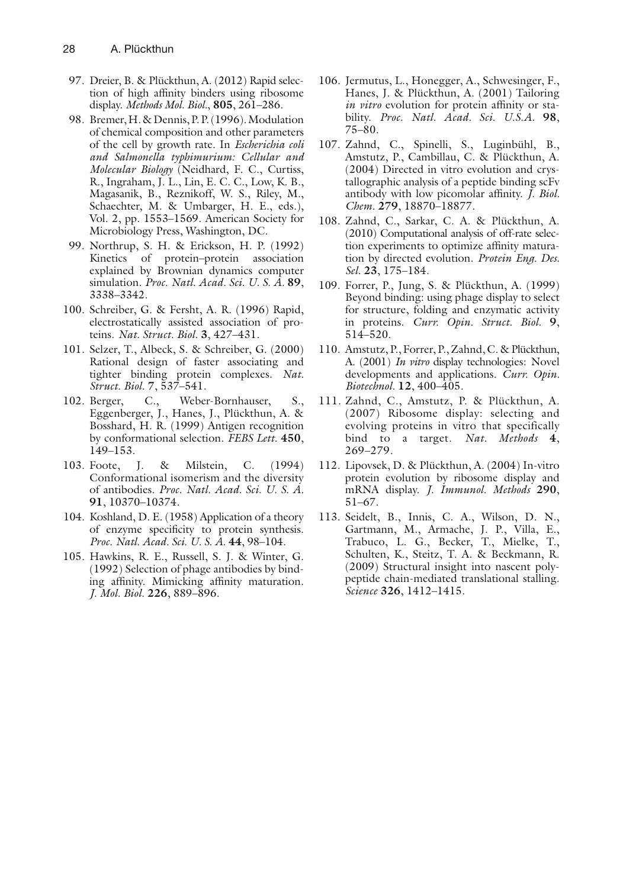97. Dreier, B. & Plückthun, A. (2012) Rapid selection of high affinity binders using ribosome display. *Methods Mol. Biol.*, **805**, 261–286.
98. Bremer, H. & Dennis, P. P. (1996). Modulation of chemical composition and other parameters of the cell by growth rate. In *Escherichia coli and Salmonella typhimurium: Cellular and Molecular Biology* (Neidhard, F. C., Curtiss, R., Ingraham, J. L., Lin, E. C. C., Low, K. B., Magasanik, B., Reznikoff, W. S., Riley, M., Schaechter, M. & Umbarger, H. E., eds.), Vol. 2, pp. 1553–1569. American Society for Microbiology Press, Washington, DC.
99. Northrup, S. H. & Erickson, H. P. (1992) Kinetics of protein–protein association explained by Brownian dynamics computer simulation. *Proc. Natl. Acad. Sci. U. S. A.* **89**, 3338–3342.
100. Schreiber, G. & Fersht, A. R. (1996) Rapid, electrostatically assisted association of proteins. *Nat. Struct. Biol.* **3**, 427–431.
101. Selzer, T., Albeck, S. & Schreiber, G. (2000) Rational design of faster associating and tighter binding protein complexes. *Nat. Struct. Biol.* **7**, 537–541.
102. Berger, C., Weber-Bornhauser, S., Eggenberger, J., Hanes, J., Plückthun, A. & Bosshard, H. R. (1999) Antigen recognition by conformational selection. *FEBS Lett.* **450**, 149–153.
103. Foote, J. & Milstein, C. (1994) Conformational isomerism and the diversity of antibodies. *Proc. Natl. Acad. Sci. U. S. A.* **91**, 10370–10374.
104. Koshland, D. E. (1958) Application of a theory of enzyme specificity to protein synthesis. *Proc. Natl. Acad. Sci. U. S. A.* **44**, 98–104.
105. Hawkins, R. E., Russell, S. J. & Winter, G. (1992) Selection of phage antibodies by binding affinity. Mimicking affinity maturation. *J. Mol. Biol.* **226**, 889–896.
106. Jermutus, L., Honegger, A., Schwesinger, F., Hanes, J. & Plückthun, A. (2001) Tailoring *in vitro* evolution for protein affinity or stability. *Proc. Natl. Acad. Sci. U.S.A.* **98**, 75–80.
107. Zahnd, C., Spinelli, S., Luginbühl, B., Amstutz, P., Cambillau, C. & Plückthun, A. (2004) Directed in vitro evolution and crystallographic analysis of a peptide binding scFv antibody with low picomolar affinity. *J. Biol. Chem.* **279**, 18870–18877.
108. Zahnd, C., Sarkar, C. A. & Plückthun, A. (2010) Computational analysis of off-rate selection experiments to optimize affinity maturation by directed evolution. *Protein Eng. Des. Sel.* **23**, 175–184.
109. Forrer, P., Jung, S. & Plückthun, A. (1999) Beyond binding: using phage display to select for structure, folding and enzymatic activity in proteins. *Curr. Opin. Struct. Biol.* **9**, 514–520.
110. Amstutz, P., Forrer, P., Zahnd, C. & Plückthun, A. (2001) *In vitro* display technologies: Novel developments and applications. *Curr. Opin. Biotechnol.* **12**, 400–405.
111. Zahnd, C., Amstutz, P. & Plückthun, A. (2007) Ribosome display: selecting and evolving proteins in vitro that specifically bind to a target. *Nat. Methods* **4**, 269–279.
112. Lipovsek, D. & Plückthun, A. (2004) In-vitro protein evolution by ribosome display and mRNA display. *J. Immunol. Methods* **290**, 51–67.
113. Seidelt, B., Innis, C. A., Wilson, D. N., Gartmann, M., Armache, J. P., Villa, E., Trabuco, L. G., Becker, T., Mielke, T., Schulten, K., Steitz, T. A. & Beckmann, R. (2009) Structural insight into nascent polypeptide chain-mediated translational stalling. *Science* **326**, 1412–1415.